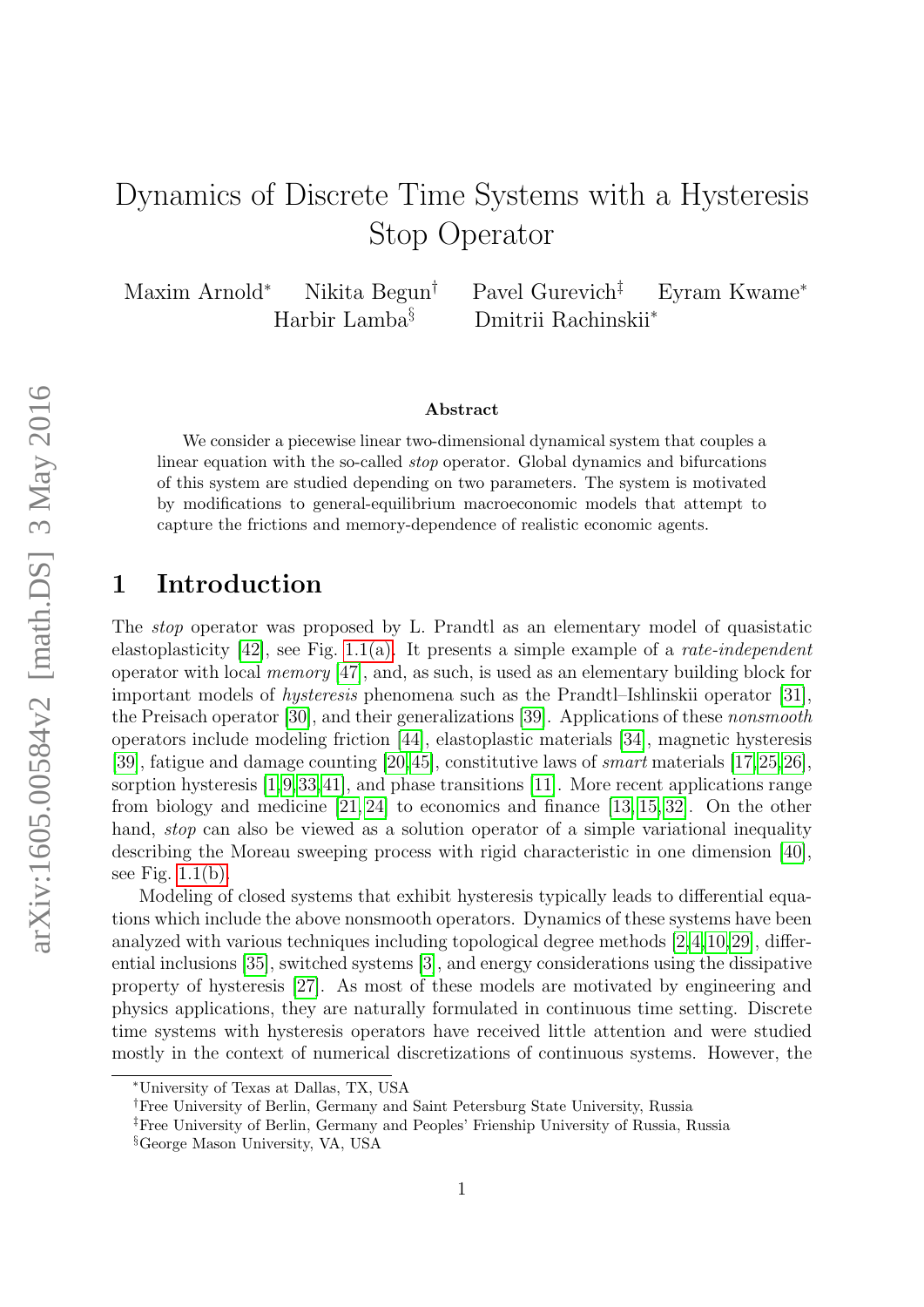# Dynamics of Discrete Time Systems with a Hysteresis Stop Operator

Maxim Arnold[*] Nikita Begun[†] Pavel Gurevich[‡] Eyram Kwame[*] Harbir Lamba[§] Dmitrii Rachinskii[*]

### Abstract

We consider a piecewise linear two-dimensional dynamical system that couples a linear equation with the so-called *stop* operator. Global dynamics and bifurcations of this system are studied depending on two parameters. The system is motivated by modifications to general-equilibrium macroeconomic models that attempt to capture the frictions and memory-dependence of realistic economic agents.

## 1 Introduction

The *stop* operator was proposed by L. Prandtl as an elementary model of quasistatic elastoplasticity [42], see Fig. 1.1(a). It presents a simple example of a *rate-independent* operator with local *memory* [47], and, as such, is used as an elementary building block for important models of *hysteresis* phenomena such as the Prandtl–Ishlinskii operator [31], the Preisach operator [30], and their generalizations [39]. Applications of these *nonsmooth* operators include modeling friction [44], elastoplastic materials [34], magnetic hysteresis [39], fatigue and damage counting [20,45], constitutive laws of *smart* materials [17,25,26], sorption hysteresis [1,9,33,41], and phase transitions [11]. More recent applications range from biology and medicine [21,24] to economics and finance [13,15,32]. On the other hand, *stop* can also be viewed as a solution operator of a simple variational inequality describing the Moreau sweeping process with rigid characteristic in one dimension [40], see Fig. 1.1(b).

Modeling of closed systems that exhibit hysteresis typically leads to differential equations which include the above nonsmooth operators. Dynamics of these systems have been analyzed with various techniques including topological degree methods [2,4,10,29], differential inclusions [35], switched systems [3], and energy considerations using the dissipative property of hysteresis [27]. As most of these models are motivated by engineering and physics applications, they are naturally formulated in continuous time setting. Discrete time systems with hysteresis operators have received little attention and were studied mostly in the context of numerical discretizations of continuous systems. However, the

[*]University of Texas at Dallas, TX, USA

[†]Free University of Berlin, Germany and Saint Petersburg State University, Russia

[‡]Free University of Berlin, Germany and Peoples' Frienship University of Russia, Russia

[§]George Mason University, VA, USA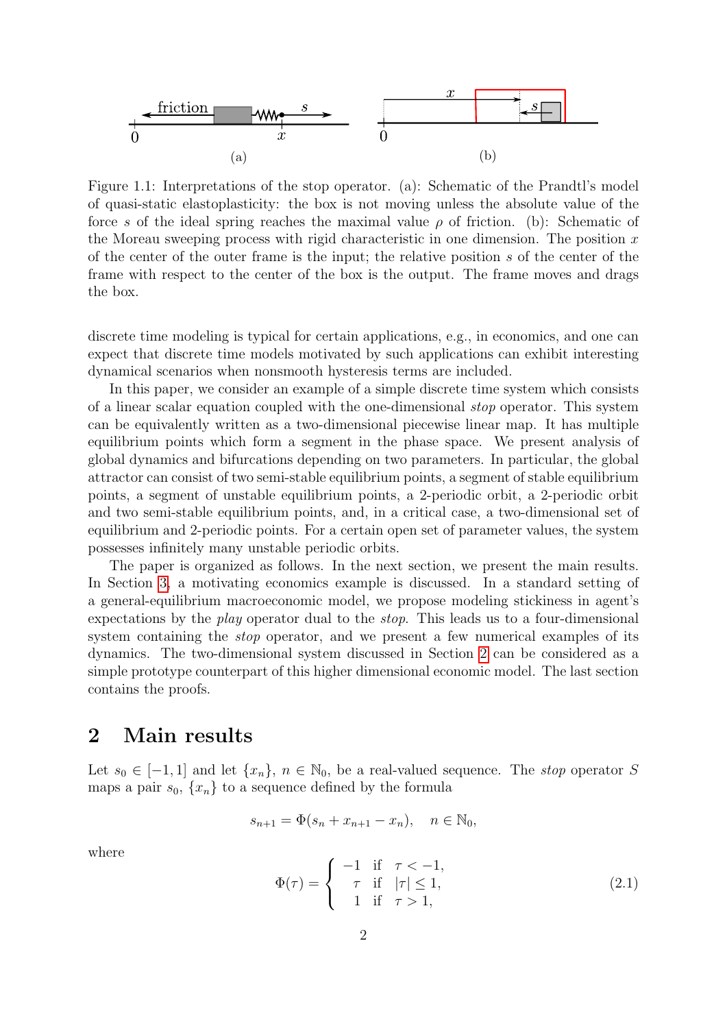Figure 1.1: Interpretations of the stop operator. (a): Schematic of the Prandtl's model of quasi-static elastoplasticity: the box is not moving unless the absolute value of the force $s$ of the ideal spring reaches the maximal value $\rho$ of friction. (b): Schematic of the Moreau sweeping process with rigid characteristic in one dimension. The position $x$ of the center of the outer frame is the input; the relative position $s$ of the center of the frame with respect to the center of the box is the output. The frame moves and drags the box.

discrete time modeling is typical for certain applications, e.g., in economics, and one can expect that discrete time models motivated by such applications can exhibit interesting dynamical scenarios when nonsmooth hysteresis terms are included.

In this paper, we consider an example of a simple discrete time system which consists of a linear scalar equation coupled with the one-dimensional *stop* operator. This system can be equivalently written as a two-dimensional piecewise linear map. It has multiple equilibrium points which form a segment in the phase space. We present analysis of global dynamics and bifurcations depending on two parameters. In particular, the global attractor can consist of two semi-stable equilibrium points, a segment of stable equilibrium points, a segment of unstable equilibrium points, a 2-periodic orbit, a 2-periodic orbit and two semi-stable equilibrium points, and, in a critical case, a two-dimensional set of equilibrium and 2-periodic points. For a certain open set of parameter values, the system possesses infinitely many unstable periodic orbits.

The paper is organized as follows. In the next section, we present the main results. In Section 3, a motivating economics example is discussed. In a standard setting of a general-equilibrium macroeconomic model, we propose modeling stickiness in agent's expectations by the *play* operator dual to the *stop*. This leads us to a four-dimensional system containing the *stop* operator, and we present a few numerical examples of its dynamics. The two-dimensional system discussed in Section 2 can be considered as a simple prototype counterpart of this higher dimensional economic model. The last section contains the proofs.

## 2 Main results

Let $s_0 \in [-1, 1]$ and let $\{x_n\}$, $n \in \mathbb{N}_0$, be a real-valued sequence. The *stop* operator $S$ maps a pair $s_0$, $\{x_n\}$ to a sequence defined by the formula

$$s_{n+1} = \Phi(s_n + x_{n+1} - x_n), \quad n \in \mathbb{N}_0,$$

where

$$\Phi(\tau) = \begin{cases} -1 & \text{if} \quad \tau < -1, \\ \tau & \text{if} \quad |\tau| \leq 1, \\ 1 & \text{if} \quad \tau > 1, \end{cases} \tag{2.1}$$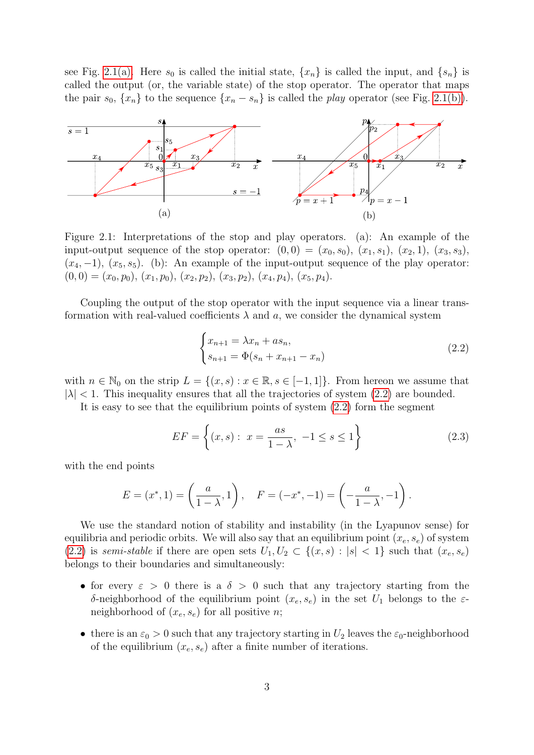see Fig. 2.1(a). Here $s_0$ is called the initial state, $\{x_n\}$ is called the input, and $\{s_n\}$ is called the output (or, the variable state) of the stop operator. The operator that maps the pair $s_0$, $\{x_n\}$ to the sequence $\{x_n - s_n\}$ is called the *play* operator (see Fig. 2.1(b)).

Figure 2.1: Interpretations of the stop and play operators. (a): An example of the input-output sequence of the stop operator: $(0,0) = (x_0, s_0)$, $(x_1, s_1)$, $(x_2, 1)$, $(x_3, s_3)$, $(x_4, -1)$, $(x_5, s_5)$. (b): An example of the input-output sequence of the play operator: $(0,0) = (x_0, p_0)$, $(x_1, p_0)$, $(x_2, p_2)$, $(x_3, p_2)$, $(x_4, p_4)$, $(x_5, p_4)$.

Coupling the output of the stop operator with the input sequence via a linear transformation with real-valued coefficients $\lambda$ and $a$, we consider the dynamical system

$$
\begin{cases} x_{n+1} = \lambda x_n + a s_n, \\ s_{n+1} = \Phi(s_n + x_{n+1} - x_n) \end{cases} \tag{2.2}
$$

with $n \in \mathbb{N}_0$ on the strip $L = \{(x, s) : x \in \mathbb{R}, s \in [-1, 1]\}$. From hereon we assume that $|\lambda| < 1$. This inequality ensures that all the trajectories of system (2.2) are bounded.

It is easy to see that the equilibrium points of system (2.2) form the segment

$$
EF = \left\{ (x, s) : \; x = \frac{as}{1-\lambda}, \; -1 \le s \le 1 \right\} \tag{2.3}
$$

with the end points

$$
E = (x^*, 1) = \left( \frac{a}{1-\lambda}, 1 \right), \quad F = (-x^*, -1) = \left( -\frac{a}{1-\lambda}, -1 \right).
$$

We use the standard notion of stability and instability (in the Lyapunov sense) for equilibria and periodic orbits. We will also say that an equilibrium point $(x_e, s_e)$ of system (2.2) is *semi-stable* if there are open sets $U_1, U_2 \subset \{(x, s) : |s| < 1\}$ such that $(x_e, s_e)$ belongs to their boundaries and simultaneously:

- for every $\varepsilon > 0$ there is a $\delta > 0$ such that any trajectory starting from the $\delta$-neighborhood of the equilibrium point $(x_e, s_e)$ in the set $U_1$ belongs to the $\varepsilon$-neighborhood of $(x_e, s_e)$ for all positive $n$;
- there is an $\varepsilon_0 > 0$ such that any trajectory starting in $U_2$ leaves the $\varepsilon_0$-neighborhood of the equilibrium $(x_e, s_e)$ after a finite number of iterations.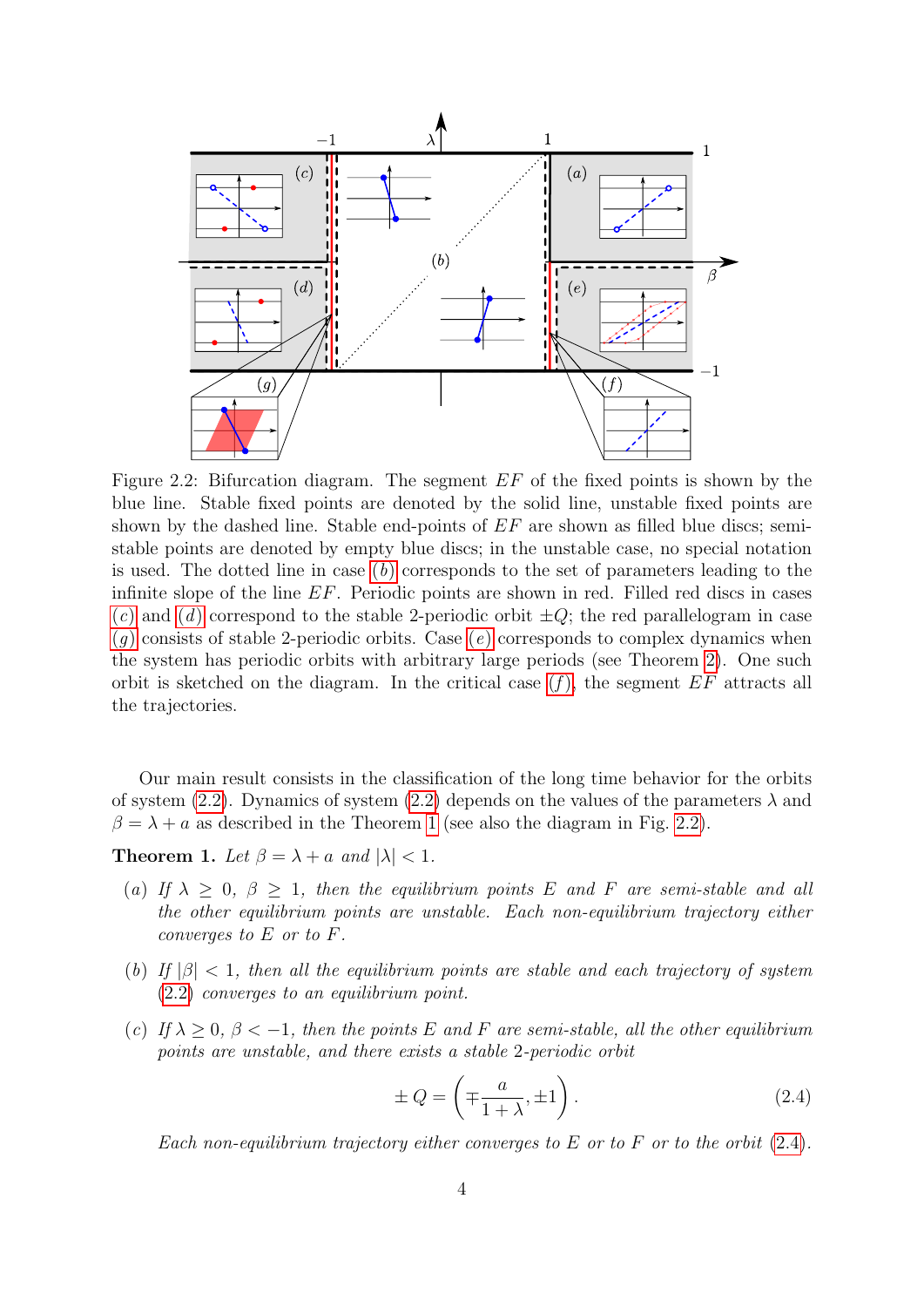Figure 2.2: Bifurcation diagram. The segment $EF$ of the fixed points is shown by the blue line. Stable fixed points are denoted by the solid line, unstable fixed points are shown by the dashed line. Stable end-points of $EF$ are shown as filled blue discs; semi-stable points are denoted by empty blue discs; in the unstable case, no special notation is used. The dotted line in case $(b)$ corresponds to the set of parameters leading to the infinite slope of the line $EF$. Periodic points are shown in red. Filled red discs in cases $(c)$ and $(d)$ correspond to the stable 2-periodic orbit $\pm Q$; the red parallelogram in case $(g)$ consists of stable 2-periodic orbits. Case $(e)$ corresponds to complex dynamics when the system has periodic orbits with arbitrary large periods (see Theorem 2). One such orbit is sketched on the diagram. In the critical case $(f)$, the segment $EF$ attracts all the trajectories.

Our main result consists in the classification of the long time behavior for the orbits of system (2.2). Dynamics of system (2.2) depends on the values of the parameters $\lambda$ and $\beta = \lambda + a$ as described in the Theorem 1 (see also the diagram in Fig. 2.2).

**Theorem 1.** *Let $\beta = \lambda + a$ and $|\lambda| < 1$.*

$(a)$ *If $\lambda \geq 0$, $\beta \geq 1$, then the equilibrium points $E$ and $F$ are semi-stable and all the other equilibrium points are unstable. Each non-equilibrium trajectory either converges to $E$ or to $F$.*

$(b)$ *If $|\beta| < 1$, then all the equilibrium points are stable and each trajectory of system (2.2) converges to an equilibrium point.*

$(c)$ *If $\lambda \geq 0$, $\beta < -1$, then the points $E$ and $F$ are semi-stable, all the other equilibrium points are unstable, and there exists a stable 2-periodic orbit*

$$\pm Q = \left( \mp \frac{a}{1+\lambda}, \pm 1 \right). \tag{2.4}$$

*Each non-equilibrium trajectory either converges to $E$ or to $F$ or to the orbit (2.4).*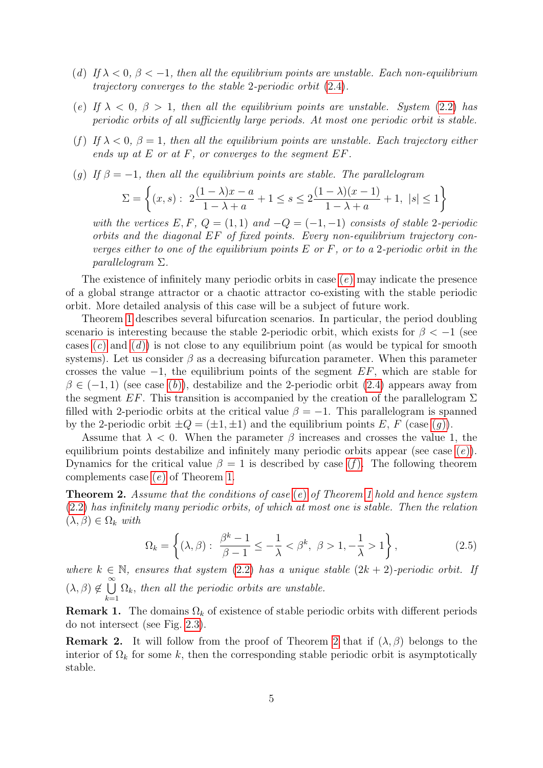(*d*) *If* $\lambda < 0$, $\beta < -1$, *then all the equilibrium points are unstable. Each non-equilibrium trajectory converges to the stable* 2*-periodic orbit* (2.4)*.*

(*e*) *If* $\lambda < 0$, $\beta > 1$, *then all the equilibrium points are unstable. System* (2.2) *has periodic orbits of all sufficiently large periods. At most one periodic orbit is stable.*

(*f*) *If* $\lambda < 0$, $\beta = 1$, *then all the equilibrium points are unstable. Each trajectory either ends up at* $E$ *or at* $F$*, or converges to the segment* $EF$*.*

(*g*) *If* $\beta = -1$, *then all the equilibrium points are stable. The parallelogram*

$$\Sigma = \left\{ (x, s) : \ 2\frac{(1-\lambda)x - a}{1 - \lambda + a} + 1 \le s \le 2\frac{(1-\lambda)(x-1)}{1-\lambda+a} + 1, \ |s| \le 1 \right\}$$

*with the vertices* $E$, $F$, $Q = (1, 1)$ *and* $-Q = (-1, -1)$ *consists of stable* 2*-periodic orbits and the diagonal* $EF$ *of fixed points. Every non-equilibrium trajectory converges either to one of the equilibrium points* $E$ *or* $F$*, or to a* 2*-periodic orbit in the parallelogram* $\Sigma$*.*

The existence of infinitely many periodic orbits in case (*e*) may indicate the presence of a global strange attractor or a chaotic attractor co-existing with the stable periodic orbit. More detailed analysis of this case will be a subject of future work.

Theorem 1 describes several bifurcation scenarios. In particular, the period doubling scenario is interesting because the stable 2-periodic orbit, which exists for $\beta < -1$ (see cases (*c*) and (*d*)) is not close to any equilibrium point (as would be typical for smooth systems). Let us consider $\beta$ as a decreasing bifurcation parameter. When this parameter crosses the value $-1$, the equilibrium points of the segment $EF$, which are stable for $\beta \in (-1, 1)$ (see case (*b*)), destabilize and the 2-periodic orbit (2.4) appears away from the segment $EF$. This transition is accompanied by the creation of the parallelogram $\Sigma$ filled with 2-periodic orbits at the critical value $\beta = -1$. This parallelogram is spanned by the 2-periodic orbit $\pm Q = (\pm 1, \pm 1)$ and the equilibrium points $E$, $F$ (case (*g*)).

Assume that $\lambda < 0$. When the parameter $\beta$ increases and crosses the value 1, the equilibrium points destabilize and infinitely many periodic orbits appear (see case (*e*)). Dynamics for the critical value $\beta = 1$ is described by case (*f*). The following theorem complements case (*e*) of Theorem 1.

**Theorem 2.** *Assume that the conditions of case* (*e*) *of Theorem 1 hold and hence system* (2.2) *has infinitely many periodic orbits, of which at most one is stable. Then the relation* $(\lambda, \beta) \in \Omega_k$ *with*

$$\Omega_k = \left\{ (\lambda, \beta) : \ \frac{\beta^k - 1}{\beta - 1} \le -\frac{1}{\lambda} < \beta^k, \ \beta > 1, -\frac{1}{\lambda} > 1 \right\}, \tag{2.5}$$

*where* $k \in \mathbb{N}$, *ensures that system* (2.2) *has a unique stable* $(2k+2)$*-periodic orbit. If* $(\lambda, \beta) \notin \bigcup_{k=1}^{\infty} \Omega_k$, *then all the periodic orbits are unstable.*

**Remark 1.** The domains $\Omega_k$ of existence of stable periodic orbits with different periods do not intersect (see Fig. 2.3).

**Remark 2.** It will follow from the proof of Theorem 2 that if $(\lambda, \beta)$ belongs to the interior of $\Omega_k$ for some $k$, then the corresponding stable periodic orbit is asymptotically stable.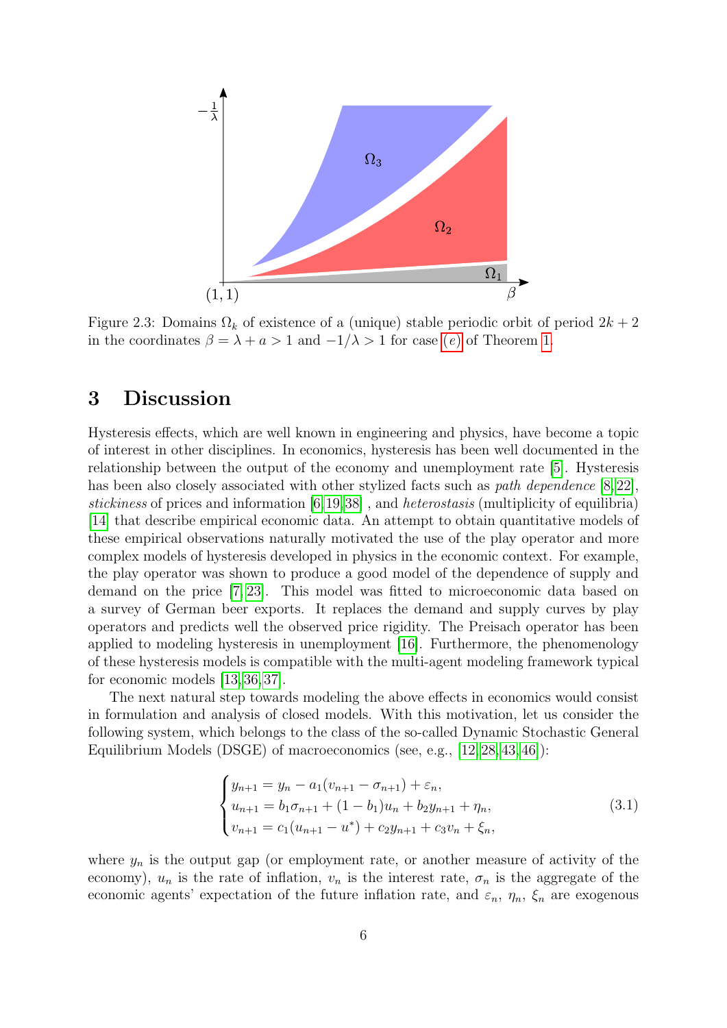Figure 2.3: Domains $\Omega_k$ of existence of a (unique) stable periodic orbit of period $2k+2$ in the coordinates $\beta = \lambda + a > 1$ and $-1/\lambda > 1$ for case (e) of Theorem 1.

# 3 Discussion

Hysteresis effects, which are well known in engineering and physics, have become a topic of interest in other disciplines. In economics, hysteresis has been well documented in the relationship between the output of the economy and unemployment rate [5]. Hysteresis has been also closely associated with other stylized facts such as *path dependence* [8,22], *stickiness* of prices and information [6,19,38] , and *heterostasis* (multiplicity of equilibria) [14] that describe empirical economic data. An attempt to obtain quantitative models of these empirical observations naturally motivated the use of the play operator and more complex models of hysteresis developed in physics in the economic context. For example, the play operator was shown to produce a good model of the dependence of supply and demand on the price [7,23]. This model was fitted to microeconomic data based on a survey of German beer exports. It replaces the demand and supply curves by play operators and predicts well the observed price rigidity. The Preisach operator has been applied to modeling hysteresis in unemployment [16]. Furthermore, the phenomenology of these hysteresis models is compatible with the multi-agent modeling framework typical for economic models [13,36,37].

The next natural step towards modeling the above effects in economics would consist in formulation and analysis of closed models. With this motivation, let us consider the following system, which belongs to the class of the so-called Dynamic Stochastic General Equilibrium Models (DSGE) of macroeconomics (see, e.g., [12,28,43,46]):

$$
\begin{cases}
y_{n+1} = y_n - a_1(v_{n+1} - \sigma_{n+1}) + \varepsilon_n, \\
u_{n+1} = b_1\sigma_{n+1} + (1-b_1)u_n + b_2 y_{n+1} + \eta_n, \\
v_{n+1} = c_1(u_{n+1} - u^*) + c_2 y_{n+1} + c_3 v_n + \xi_n,
\end{cases}
\tag{3.1}
$$

where $y_n$ is the output gap (or employment rate, or another measure of activity of the economy), $u_n$ is the rate of inflation, $v_n$ is the interest rate, $\sigma_n$ is the aggregate of the economic agents' expectation of the future inflation rate, and $\varepsilon_n$, $\eta_n$, $\xi_n$ are exogenous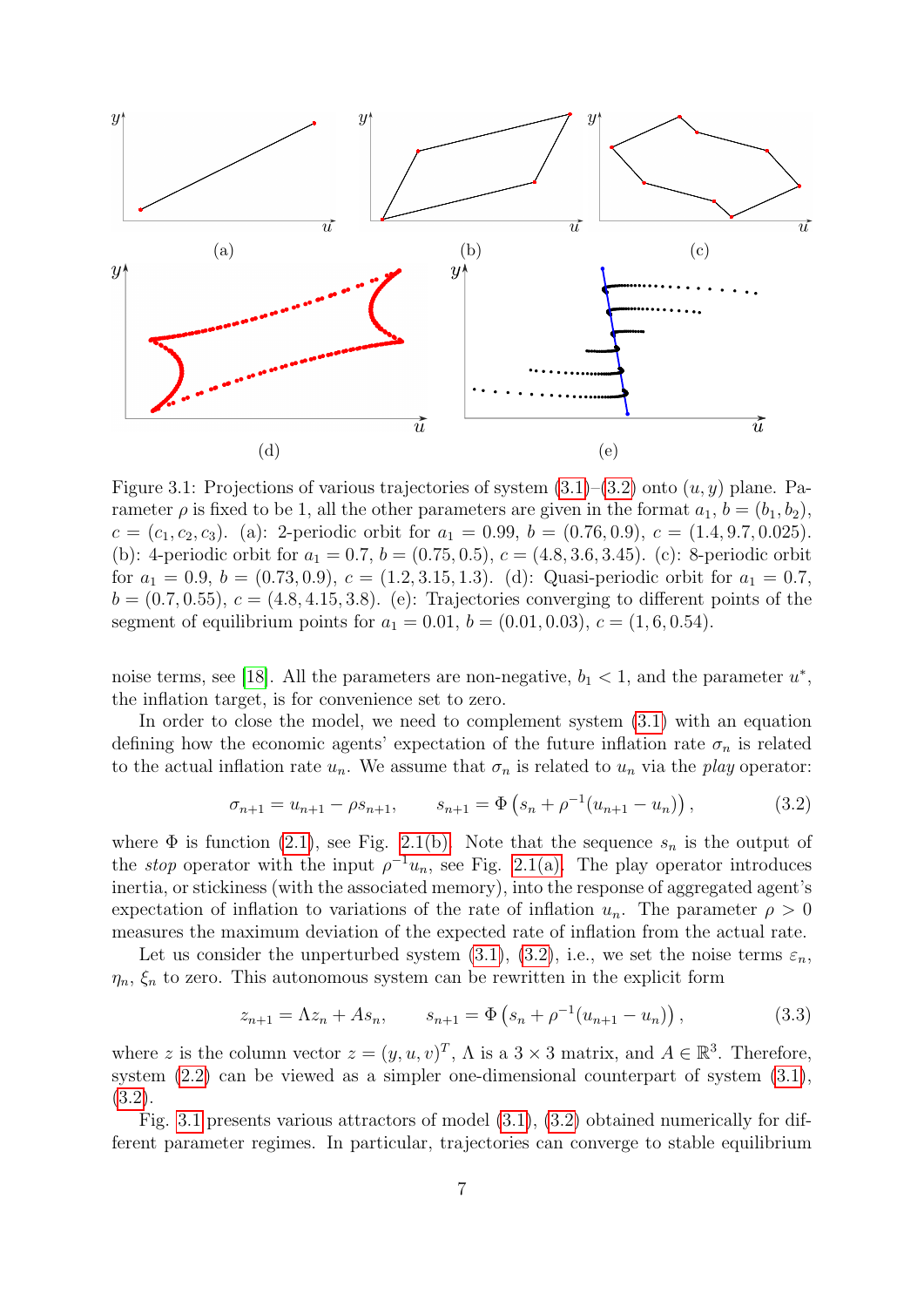Figure 3.1: Projections of various trajectories of system (3.1)–(3.2) onto $(u, y)$ plane. Parameter $\rho$ is fixed to be 1, all the other parameters are given in the format $a_1$, $b = (b_1, b_2)$, $c = (c_1, c_2, c_3)$. (a): 2-periodic orbit for $a_1 = 0.99$, $b = (0.76, 0.9)$, $c = (1.4, 9.7, 0.025)$. (b): 4-periodic orbit for $a_1 = 0.7$, $b = (0.75, 0.5)$, $c = (4.8, 3.6, 3.45)$. (c): 8-periodic orbit for $a_1 = 0.9$, $b = (0.73, 0.9)$, $c = (1.2, 3.15, 1.3)$. (d): Quasi-periodic orbit for $a_1 = 0.7$, $b = (0.7, 0.55)$, $c = (4.8, 4.15, 3.8)$. (e): Trajectories converging to different points of the segment of equilibrium points for $a_1 = 0.01$, $b = (0.01, 0.03)$, $c = (1, 6, 0.54)$.

noise terms, see [18]. All the parameters are non-negative, $b_1 < 1$, and the parameter $u^*$, the inflation target, is for convenience set to zero.

In order to close the model, we need to complement system (3.1) with an equation defining how the economic agents' expectation of the future inflation rate $\sigma_n$ is related to the actual inflation rate $u_n$. We assume that $\sigma_n$ is related to $u_n$ via the *play* operator:

$$\sigma_{n+1} = u_{n+1} - \rho s_{n+1}, \qquad s_{n+1} = \Phi\left(s_n + \rho^{-1}(u_{n+1} - u_n)\right), \tag{3.2}$$

where $\Phi$ is function (2.1), see Fig. 2.1(b). Note that the sequence $s_n$ is the output of the *stop* operator with the input $\rho^{-1}u_n$, see Fig. 2.1(a). The play operator introduces inertia, or stickiness (with the associated memory), into the response of aggregated agent's expectation of inflation to variations of the rate of inflation $u_n$. The parameter $\rho > 0$ measures the maximum deviation of the expected rate of inflation from the actual rate.

Let us consider the unperturbed system (3.1), (3.2), i.e., we set the noise terms $\varepsilon_n$, $\eta_n$, $\xi_n$ to zero. This autonomous system can be rewritten in the explicit form

$$z_{n+1} = \Lambda z_n + A s_n, \qquad s_{n+1} = \Phi\left(s_n + \rho^{-1}(u_{n+1} - u_n)\right), \tag{3.3}$$

where $z$ is the column vector $z = (y, u, v)^T$, $\Lambda$ is a $3 \times 3$ matrix, and $A \in \mathbb{R}^3$. Therefore, system (2.2) can be viewed as a simpler one-dimensional counterpart of system (3.1), (3.2).

Fig. 3.1 presents various attractors of model (3.1), (3.2) obtained numerically for different parameter regimes. In particular, trajectories can converge to stable equilibrium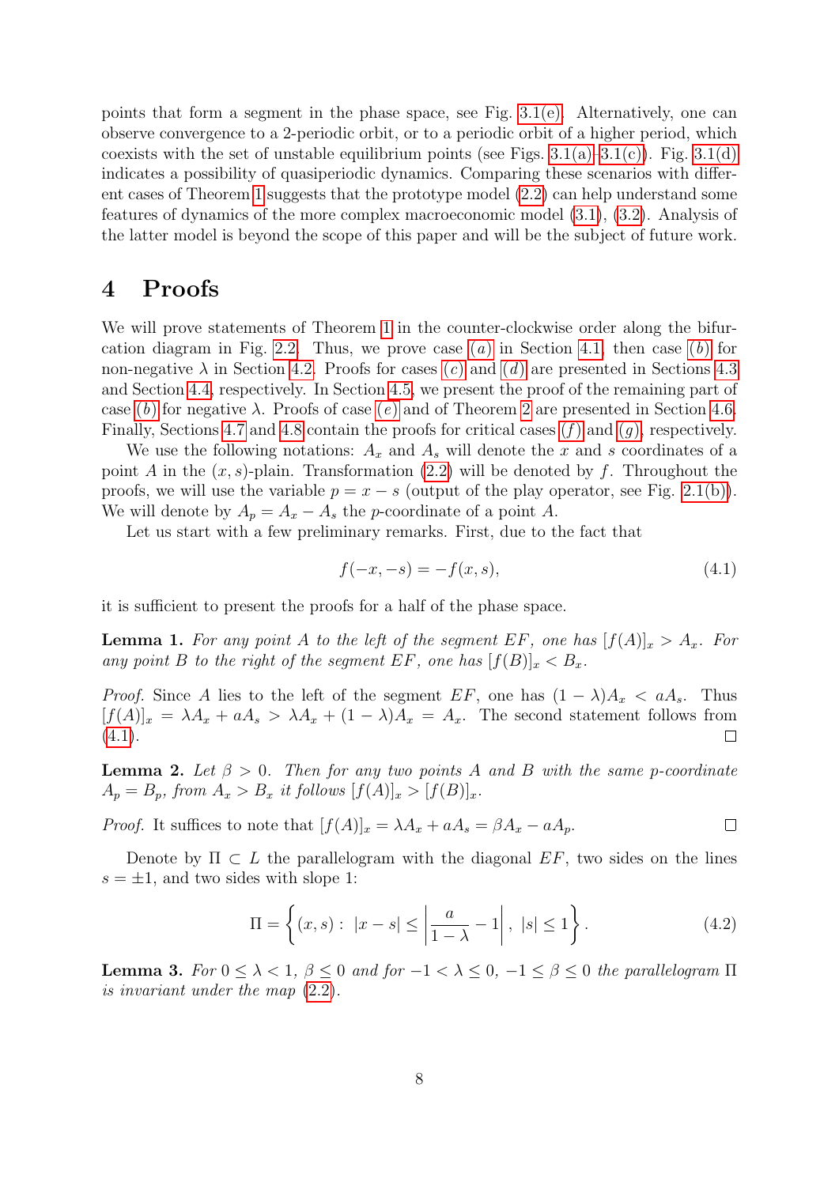points that form a segment in the phase space, see Fig. 3.1(e). Alternatively, one can observe convergence to a 2-periodic orbit, or to a periodic orbit of a higher period, which coexists with the set of unstable equilibrium points (see Figs. 3.1(a)–3.1(c)). Fig. 3.1(d) indicates a possibility of quasiperiodic dynamics. Comparing these scenarios with different cases of Theorem 1 suggests that the prototype model (2.2) can help understand some features of dynamics of the more complex macroeconomic model (3.1), (3.2). Analysis of the latter model is beyond the scope of this paper and will be the subject of future work.

# 4 Proofs

We will prove statements of Theorem 1 in the counter-clockwise order along the bifurcation diagram in Fig. 2.2. Thus, we prove case $(a)$ in Section 4.1, then case $(b)$ for non-negative $\lambda$ in Section 4.2. Proofs for cases $(c)$ and $(d)$ are presented in Sections 4.3 and Section 4.4, respectively. In Section 4.5, we present the proof of the remaining part of case $(b)$ for negative $\lambda$. Proofs of case $(e)$ and of Theorem 2 are presented in Section 4.6. Finally, Sections 4.7 and 4.8 contain the proofs for critical cases $(f)$ and $(g)$, respectively.

We use the following notations: $A_x$ and $A_s$ will denote the $x$ and $s$ coordinates of a point $A$ in the $(x,s)$-plain. Transformation (2.2) will be denoted by $f$. Throughout the proofs, we will use the variable $p = x - s$ (output of the play operator, see Fig. 2.1(b)). We will denote by $A_p = A_x - A_s$ the $p$-coordinate of a point $A$.

Let us start with a few preliminary remarks. First, due to the fact that

$$f(-x,-s) = -f(x,s), \tag{4.1}$$

it is sufficient to present the proofs for a half of the phase space.

**Lemma 1.** *For any point $A$ to the left of the segment $EF$, one has $[f(A)]_x > A_x$. For any point $B$ to the right of the segment $EF$, one has $[f(B)]_x < B_x$.*

*Proof.* Since $A$ lies to the left of the segment $EF$, one has $(1-\lambda)A_x < aA_s$. Thus $[f(A)]_x = \lambda A_x + aA_s > \lambda A_x + (1-\lambda)A_x = A_x$. The second statement follows from (4.1). ◻

**Lemma 2.** *Let $\beta > 0$. Then for any two points $A$ and $B$ with the same $p$-coordinate $A_p = B_p$, from $A_x > B_x$ it follows $[f(A)]_x > [f(B)]_x$.*

*Proof.* It suffices to note that $[f(A)]_x = \lambda A_x + aA_s = \beta A_x - aA_p$. ◻

Denote by $\Pi \subset L$ the parallelogram with the diagonal $EF$, two sides on the lines $s = \pm 1$, and two sides with slope 1:

$$\Pi = \left\{(x,s):\ |x-s| \le \left|\frac{a}{1-\lambda} - 1\right|,\ |s| \le 1\right\}. \tag{4.2}$$

**Lemma 3.** *For $0 \le \lambda < 1$, $\beta \le 0$ and for $-1 < \lambda \le 0$, $-1 \le \beta \le 0$ the parallelogram $\Pi$ is invariant under the map (2.2).*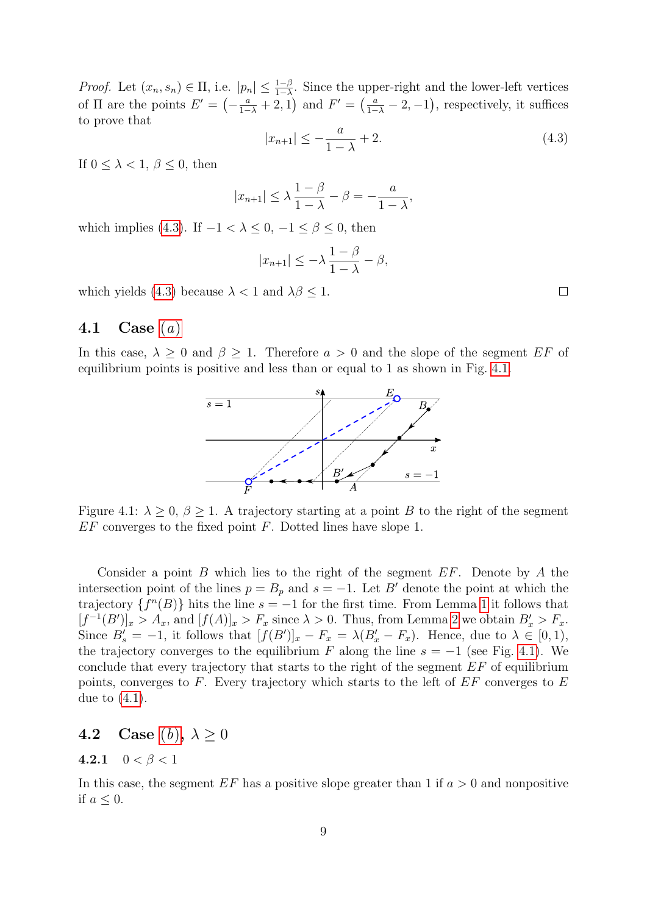*Proof.* Let $(x_n, s_n) \in \Pi$, i.e. $|p_n| \le \frac{1-\beta}{1-\lambda}$. Since the upper-right and the lower-left vertices of $\Pi$ are the points $E' = \left(-\frac{a}{1-\lambda}+2, 1\right)$ and $F' = \left(\frac{a}{1-\lambda}-2, -1\right)$, respectively, it suffices to prove that

$$|x_{n+1}| \le -\frac{a}{1-\lambda} + 2. \tag{4.3}$$

If $0 \le \lambda < 1$, $\beta \le 0$, then

$$|x_{n+1}| \le \lambda \frac{1-\beta}{1-\lambda} - \beta = -\frac{a}{1-\lambda},$$

which implies (4.3). If $-1 < \lambda \le 0$, $-1 \le \beta \le 0$, then

$$|x_{n+1}| \le -\lambda \frac{1-\beta}{1-\lambda} - \beta,$$

which yields (4.3) because $\lambda < 1$ and $\lambda\beta \le 1$. □

### 4.1 Case (a)

In this case, $\lambda \ge 0$ and $\beta \ge 1$. Therefore $a > 0$ and the slope of the segment $EF$ of equilibrium points is positive and less than or equal to 1 as shown in Fig. 4.1.

Figure 4.1: $\lambda \ge 0$, $\beta \ge 1$. A trajectory starting at a point $B$ to the right of the segment $EF$ converges to the fixed point $F$. Dotted lines have slope 1.

Consider a point $B$ which lies to the right of the segment $EF$. Denote by $A$ the intersection point of the lines $p = B_p$ and $s = -1$. Let $B'$ denote the point at which the trajectory $\{f^n(B)\}$ hits the line $s = -1$ for the first time. From Lemma 1 it follows that $[f^{-1}(B')]_x > A_x$, and $[f(A)]_x > F_x$ since $\lambda > 0$. Thus, from Lemma 2 we obtain $B'_x > F_x$. Since $B'_s = -1$, it follows that $[f(B')]_x - F_x = \lambda(B'_x - F_x)$. Hence, due to $\lambda \in [0, 1)$, the trajectory converges to the equilibrium $F$ along the line $s = -1$ (see Fig. 4.1). We conclude that every trajectory that starts to the right of the segment $EF$ of equilibrium points, converges to $F$. Every trajectory which starts to the left of $EF$ converges to $E$ due to (4.1).

### 4.2 Case (b), $\lambda \ge 0$

#### 4.2.1 $0 < \beta < 1$

In this case, the segment $EF$ has a positive slope greater than 1 if $a > 0$ and nonpositive if $a \le 0$.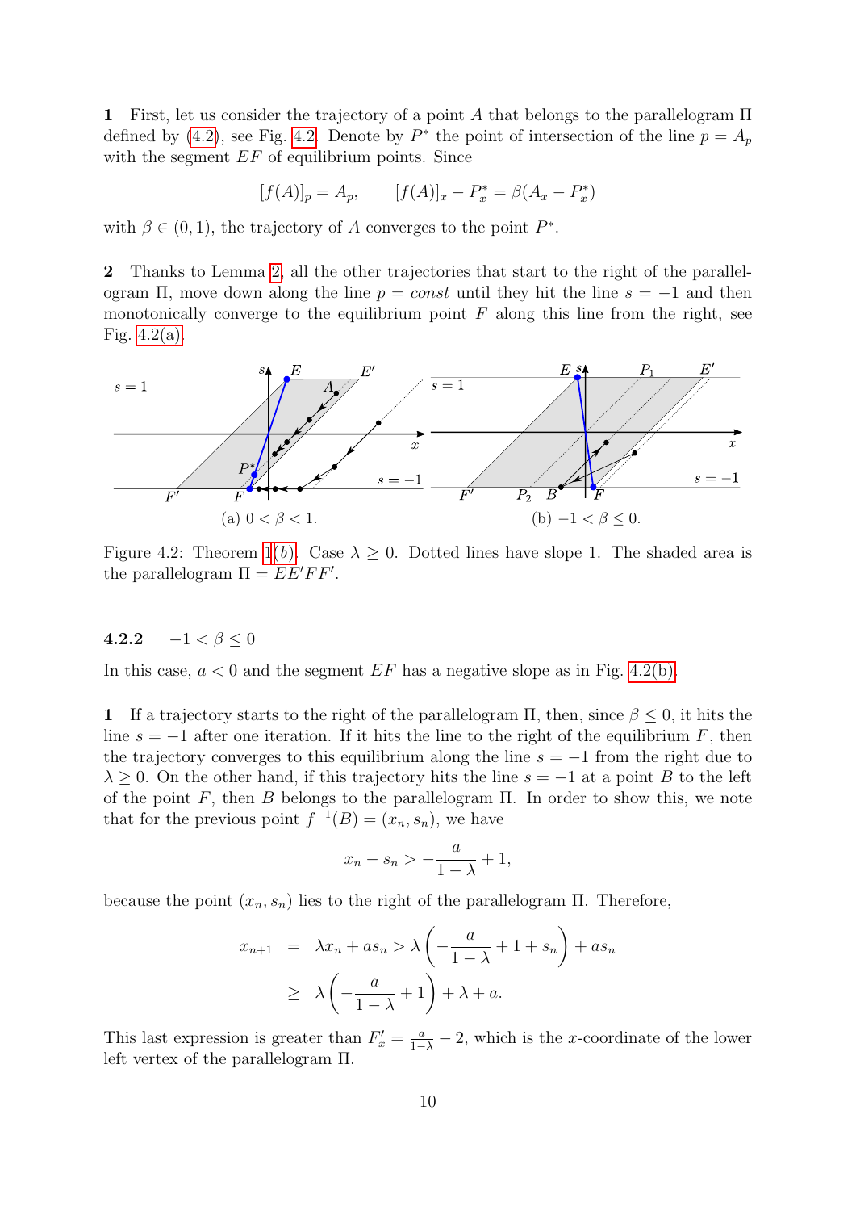**1** First, let us consider the trajectory of a point $A$ that belongs to the parallelogram $\Pi$ defined by (4.2), see Fig. 4.2. Denote by $P^*$ the point of intersection of the line $p = A_p$ with the segment $EF$ of equilibrium points. Since

$$[f(A)]_p = A_p, \qquad [f(A)]_x - P^*_x = \beta(A_x - P^*_x)$$

with $\beta \in (0, 1)$, the trajectory of $A$ converges to the point $P^*$.

**2** Thanks to Lemma 2, all the other trajectories that start to the right of the parallelogram $\Pi$, move down along the line $p = const$ until they hit the line $s = -1$ and then monotonically converge to the equilibrium point $F$ along this line from the right, see Fig. 4.2(a).

(a) $0 < \beta < 1$. (b) $-1 < \beta \leq 0$.

Figure 4.2: Theorem 1(*b*). Case $\lambda \geq 0$. Dotted lines have slope 1. The shaded area is the parallelogram $\Pi = EE'FF'$.

#### 4.2.2 $-1 < \beta \leq 0$

In this case, $a < 0$ and the segment $EF$ has a negative slope as in Fig. 4.2(b).

**1** If a trajectory starts to the right of the parallelogram $\Pi$, then, since $\beta \leq 0$, it hits the line $s = -1$ after one iteration. If it hits the line to the right of the equilibrium $F$, then the trajectory converges to this equilibrium along the line $s = -1$ from the right due to $\lambda \geq 0$. On the other hand, if this trajectory hits the line $s = -1$ at a point $B$ to the left of the point $F$, then $B$ belongs to the parallelogram $\Pi$. In order to show this, we note that for the previous point $f^{-1}(B) = (x_n, s_n)$, we have

$$x_n - s_n > -\frac{a}{1-\lambda} + 1,$$

because the point $(x_n, s_n)$ lies to the right of the parallelogram $\Pi$. Therefore,

$$\begin{aligned} x_{n+1} &= \lambda x_n + a s_n > \lambda \left( -\frac{a}{1-\lambda} + 1 + s_n \right) + a s_n \\ &\geq \lambda \left( -\frac{a}{1-\lambda} + 1 \right) + \lambda + a. \end{aligned}$$

This last expression is greater than $F'_x = \frac{a}{1-\lambda} - 2$, which is the $x$-coordinate of the lower left vertex of the parallelogram $\Pi$.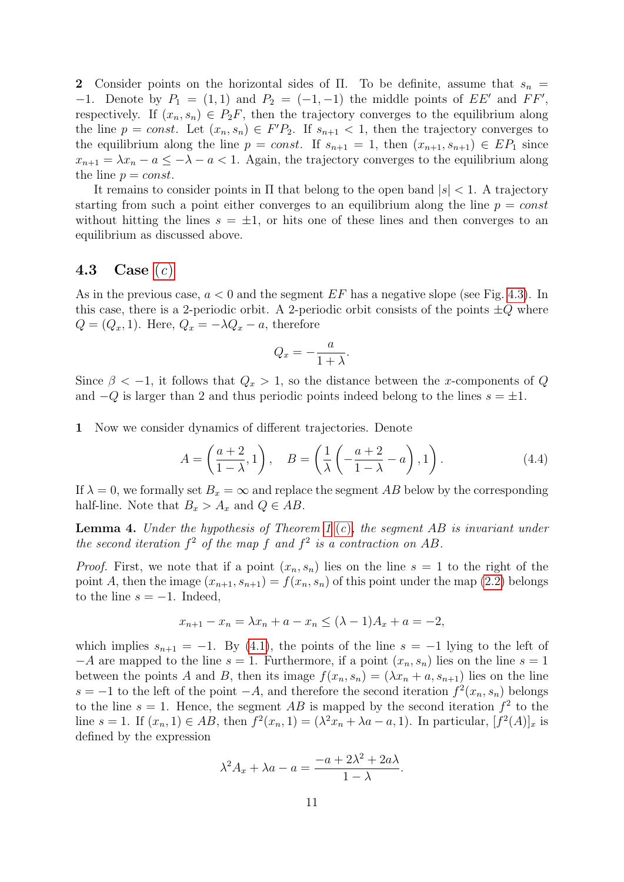**2** Consider points on the horizontal sides of $\Pi$. To be definite, assume that $s_n = -1$. Denote by $P_1 = (1, 1)$ and $P_2 = (-1, -1)$ the middle points of $EE'$ and $FF'$, respectively. If $(x_n, s_n) \in P_2F$, then the trajectory converges to the equilibrium along the line $p = const$. Let $(x_n, s_n) \in F'P_2$. If $s_{n+1} < 1$, then the trajectory converges to the equilibrium along the line $p = const$. If $s_{n+1} = 1$, then $(x_{n+1}, s_{n+1}) \in EP_1$ since $x_{n+1} = \lambda x_n - a \le -\lambda - a < 1$. Again, the trajectory converges to the equilibrium along the line $p = const$.

It remains to consider points in $\Pi$ that belong to the open band $|s| < 1$. A trajectory starting from such a point either converges to an equilibrium along the line $p = const$ without hitting the lines $s = \pm 1$, or hits one of these lines and then converges to an equilibrium as discussed above.

### 4.3 Case (c)

As in the previous case, $a < 0$ and the segment $EF$ has a negative slope (see Fig. 4.3). In this case, there is a 2-periodic orbit. A 2-periodic orbit consists of the points $\pm Q$ where $Q = (Q_x, 1)$. Here, $Q_x = -\lambda Q_x - a$, therefore

$$Q_x = -\frac{a}{1+\lambda}.$$

Since $\beta < -1$, it follows that $Q_x > 1$, so the distance between the $x$-components of $Q$ and $-Q$ is larger than 2 and thus periodic points indeed belong to the lines $s = \pm 1$.

**1** Now we consider dynamics of different trajectories. Denote

$$A = \left(\frac{a+2}{1-\lambda}, 1\right), \quad B = \left(\frac{1}{\lambda}\left(-\frac{a+2}{1-\lambda} - a\right), 1\right). \tag{4.4}$$

If $\lambda = 0$, we formally set $B_x = \infty$ and replace the segment $AB$ below by the corresponding half-line. Note that $B_x > A_x$ and $Q \in AB$.

**Lemma 4.** *Under the hypothesis of Theorem 1 (c), the segment $AB$ is invariant under the second iteration $f^2$ of the map $f$ and $f^2$ is a contraction on $AB$.*

*Proof.* First, we note that if a point $(x_n, s_n)$ lies on the line $s = 1$ to the right of the point $A$, then the image $(x_{n+1}, s_{n+1}) = f(x_n, s_n)$ of this point under the map (2.2) belongs to the line $s = -1$. Indeed,

$$x_{n+1} - x_n = \lambda x_n + a - x_n \le (\lambda - 1)A_x + a = -2,$$

which implies $s_{n+1} = -1$. By (4.1), the points of the line $s = -1$ lying to the left of $-A$ are mapped to the line $s = 1$. Furthermore, if a point $(x_n, s_n)$ lies on the line $s = 1$ between the points $A$ and $B$, then its image $f(x_n, s_n) = (\lambda x_n + a, s_{n+1})$ lies on the line $s = -1$ to the left of the point $-A$, and therefore the second iteration $f^2(x_n, s_n)$ belongs to the line $s = 1$. Hence, the segment $AB$ is mapped by the second iteration $f^2$ to the line $s = 1$. If $(x_n, 1) \in AB$, then $f^2(x_n, 1) = (\lambda^2 x_n + \lambda a - a, 1)$. In particular, $[f^2(A)]_x$ is defined by the expression

$$\lambda^2 A_x + \lambda a - a = \frac{-a + 2\lambda^2 + 2a\lambda}{1-\lambda}.$$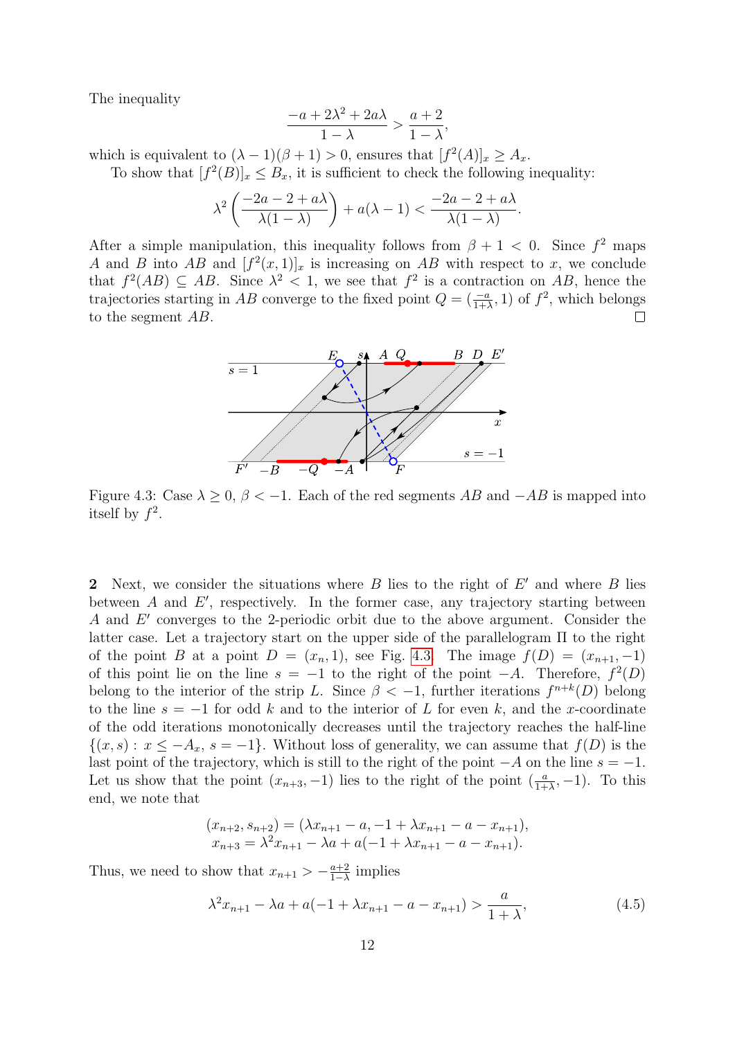The inequality

$$\frac{-a+2\lambda^2+2a\lambda}{1-\lambda} > \frac{a+2}{1-\lambda},$$

which is equivalent to $(\lambda-1)(\beta+1)>0$, ensures that $[f^2(A)]_x \geq A_x$.

To show that $[f^2(B)]_x \leq B_x$, it is sufficient to check the following inequality:

$$\lambda^2\left(\frac{-2a-2+a\lambda}{\lambda(1-\lambda)}\right)+a(\lambda-1) < \frac{-2a-2+a\lambda}{\lambda(1-\lambda)}.$$

After a simple manipulation, this inequality follows from $\beta+1<0$. Since $f^2$ maps $A$ and $B$ into $AB$ and $[f^2(x,1)]_x$ is increasing on $AB$ with respect to $x$, we conclude that $f^2(AB)\subseteq AB$. Since $\lambda^2<1$, we see that $f^2$ is a contraction on $AB$, hence the trajectories starting in $AB$ converge to the fixed point $Q=(\frac{-a}{1+\lambda},1)$ of $f^2$, which belongs to the segment $AB$. □

Figure 4.3: Case $\lambda \geq 0$, $\beta<-1$. Each of the red segments $AB$ and $-AB$ is mapped into itself by $f^2$.

**2** Next, we consider the situations where $B$ lies to the right of $E'$ and where $B$ lies between $A$ and $E'$, respectively. In the former case, any trajectory starting between $A$ and $E'$ converges to the 2-periodic orbit due to the above argument. Consider the latter case. Let a trajectory start on the upper side of the parallelogram $\Pi$ to the right of the point $B$ at a point $D=(x_n,1)$, see Fig. 4.3. The image $f(D)=(x_{n+1},-1)$ of this point lie on the line $s=-1$ to the right of the point $-A$. Therefore, $f^2(D)$ belong to the interior of the strip $L$. Since $\beta<-1$, further iterations $f^{n+k}(D)$ belong to the line $s=-1$ for odd $k$ and to the interior of $L$ for even $k$, and the $x$-coordinate of the odd iterations monotonically decreases until the trajectory reaches the half-line $\{(x,s):\, x\leq -A_x,\, s=-1\}$. Without loss of generality, we can assume that $f(D)$ is the last point of the trajectory, which is still to the right of the point $-A$ on the line $s=-1$. Let us show that the point $(x_{n+3},-1)$ lies to the right of the point $(\frac{a}{1+\lambda},-1)$. To this end, we note that

$$\begin{aligned}(x_{n+2},s_{n+2}) &= (\lambda x_{n+1}-a, -1+\lambda x_{n+1}-a-x_{n+1}),\\ x_{n+3} &= \lambda^2 x_{n+1}-\lambda a + a(-1+\lambda x_{n+1}-a-x_{n+1}).\end{aligned}$$

Thus, we need to show that $x_{n+1} > -\frac{a+2}{1-\lambda}$ implies

$$\lambda^2 x_{n+1}-\lambda a + a(-1+\lambda x_{n+1}-a-x_{n+1}) > \frac{a}{1+\lambda}, \tag{4.5}$$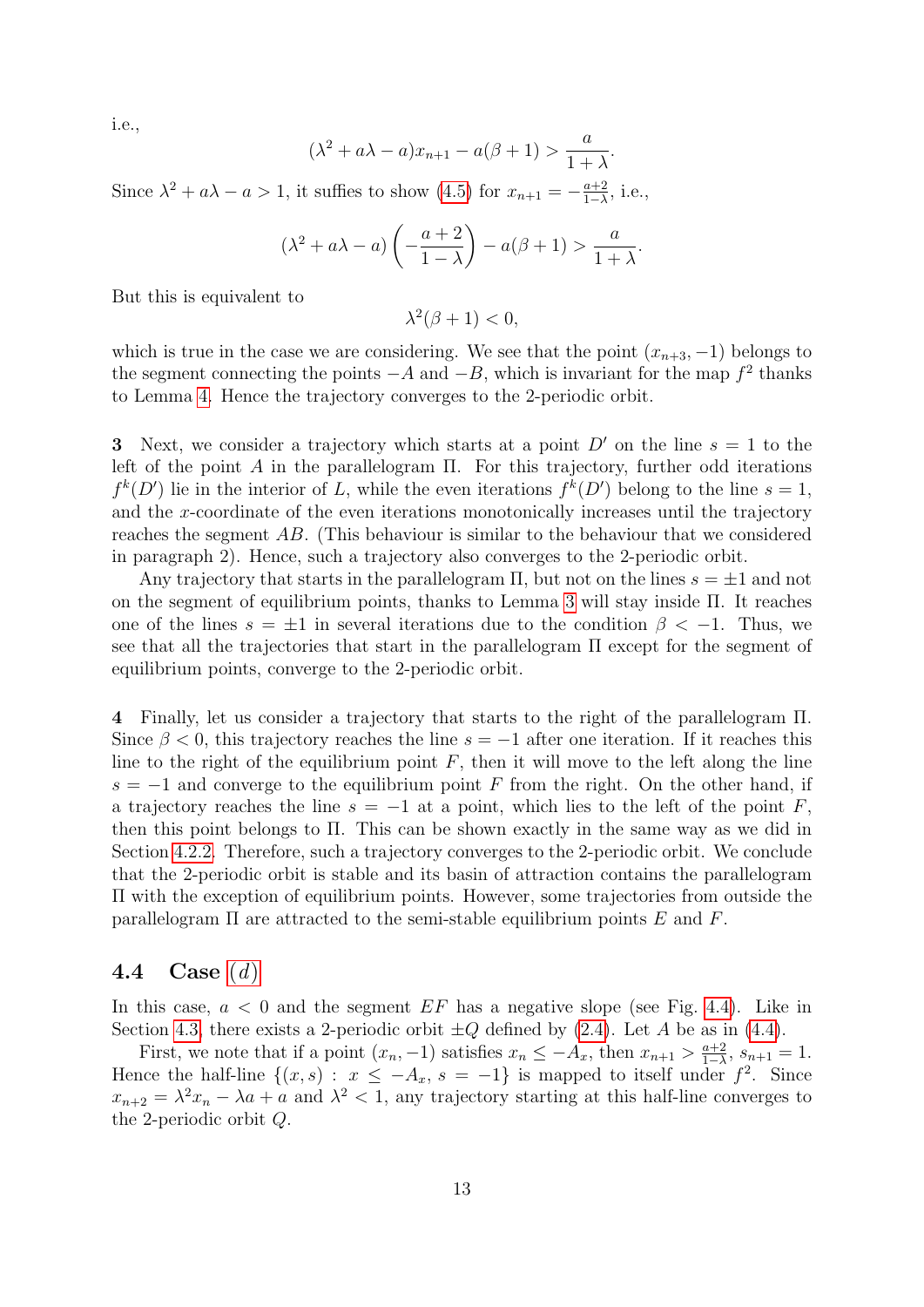i.e.,

$$(\lambda^2 + a\lambda - a)x_{n+1} - a(\beta + 1) > \frac{a}{1+\lambda}.$$

Since $\lambda^2 + a\lambda - a > 1$, it suffices to show (4.5) for $x_{n+1} = -\frac{a+2}{1-\lambda}$, i.e.,

$$(\lambda^2 + a\lambda - a)\left(-\frac{a+2}{1-\lambda}\right) - a(\beta + 1) > \frac{a}{1+\lambda}.$$

But this is equivalent to

$$\lambda^2(\beta + 1) < 0,$$

which is true in the case we are considering. We see that the point $(x_{n+3}, -1)$ belongs to the segment connecting the points $-A$ and $-B$, which is invariant for the map $f^2$ thanks to Lemma 4. Hence the trajectory converges to the 2-periodic orbit.

**3** Next, we consider a trajectory which starts at a point $D'$ on the line $s = 1$ to the left of the point $A$ in the parallelogram $\Pi$. For this trajectory, further odd iterations $f^k(D')$ lie in the interior of $L$, while the even iterations $f^k(D')$ belong to the line $s = 1$, and the $x$-coordinate of the even iterations monotonically increases until the trajectory reaches the segment $AB$. (This behaviour is similar to the behaviour that we considered in paragraph 2). Hence, such a trajectory also converges to the 2-periodic orbit.

Any trajectory that starts in the parallelogram $\Pi$, but not on the lines $s = \pm 1$ and not on the segment of equilibrium points, thanks to Lemma 3 will stay inside $\Pi$. It reaches one of the lines $s = \pm 1$ in several iterations due to the condition $\beta < -1$. Thus, we see that all the trajectories that start in the parallelogram $\Pi$ except for the segment of equilibrium points, converge to the 2-periodic orbit.

**4** Finally, let us consider a trajectory that starts to the right of the parallelogram $\Pi$. Since $\beta < 0$, this trajectory reaches the line $s = -1$ after one iteration. If it reaches this line to the right of the equilibrium point $F$, then it will move to the left along the line $s = -1$ and converge to the equilibrium point $F$ from the right. On the other hand, if a trajectory reaches the line $s = -1$ at a point, which lies to the left of the point $F$, then this point belongs to $\Pi$. This can be shown exactly in the same way as we did in Section 4.2.2. Therefore, such a trajectory converges to the 2-periodic orbit. We conclude that the 2-periodic orbit is stable and its basin of attraction contains the parallelogram $\Pi$ with the exception of equilibrium points. However, some trajectories from outside the parallelogram $\Pi$ are attracted to the semi-stable equilibrium points $E$ and $F$.

## 4.4 Case $(d)$

In this case, $a < 0$ and the segment $EF$ has a negative slope (see Fig. 4.4). Like in Section 4.3, there exists a 2-periodic orbit $\pm Q$ defined by (2.4). Let $A$ be as in (4.4).

First, we note that if a point $(x_n, -1)$ satisfies $x_n \le -A_x$, then $x_{n+1} > \frac{a+2}{1-\lambda}$, $s_{n+1} = 1$. Hence the half-line $\{(x, s) : x \le -A_x, s = -1\}$ is mapped to itself under $f^2$. Since $x_{n+2} = \lambda^2 x_n - \lambda a + a$ and $\lambda^2 < 1$, any trajectory starting at this half-line converges to the 2-periodic orbit $Q$.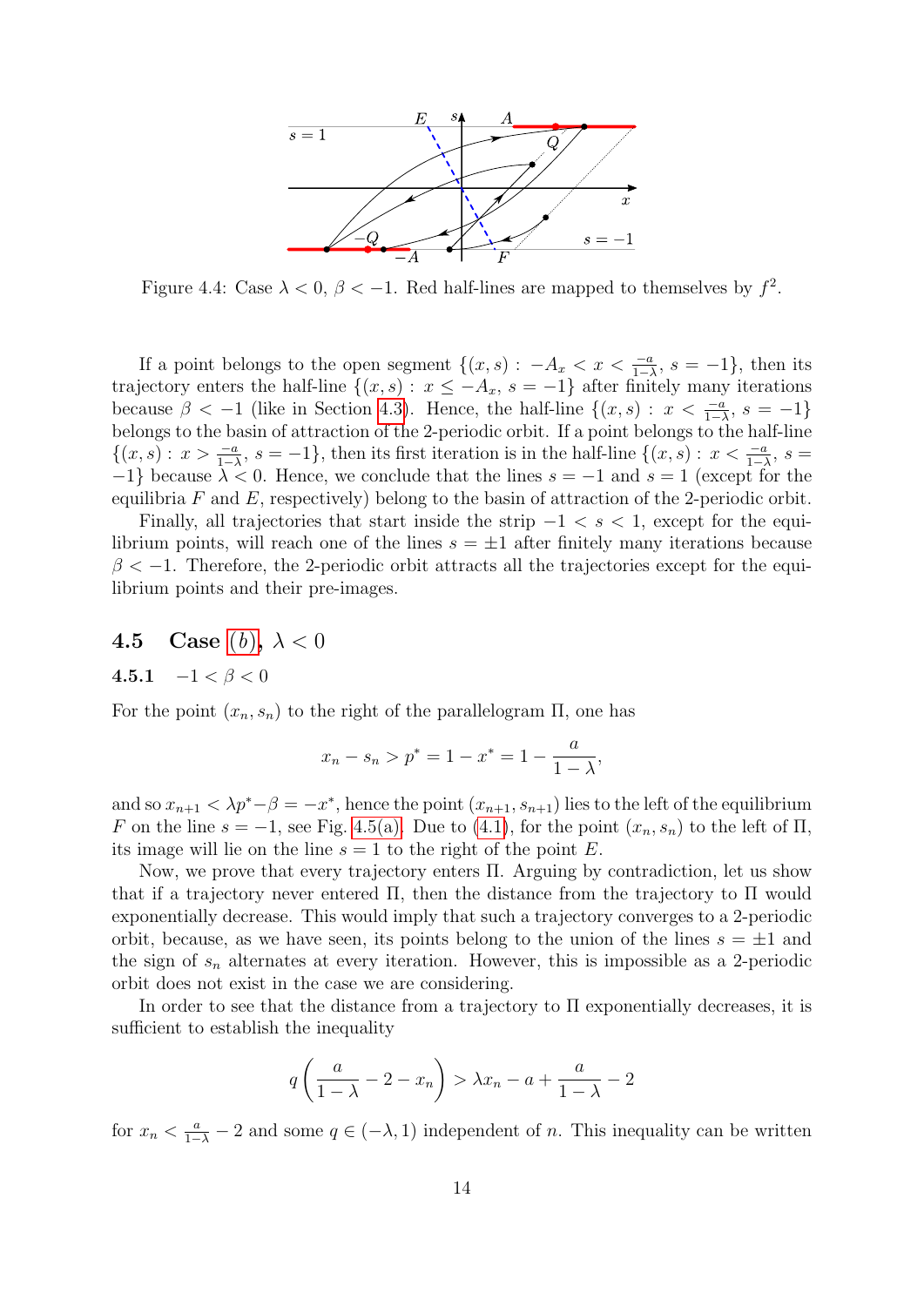Figure 4.4: Case $\lambda < 0$, $\beta < -1$. Red half-lines are mapped to themselves by $f^2$.

If a point belongs to the open segment $\{(x,s) : -A_x < x < \frac{-a}{1-\lambda},\ s=-1\}$, then its trajectory enters the half-line $\{(x,s) : x \le -A_x,\ s=-1\}$ after finitely many iterations because $\beta < -1$ (like in Section 4.3). Hence, the half-line $\{(x,s) : x < \frac{-a}{1-\lambda},\ s=-1\}$ belongs to the basin of attraction of the 2-periodic orbit. If a point belongs to the half-line $\{(x,s) : x > \frac{-a}{1-\lambda},\ s=-1\}$, then its first iteration is in the half-line $\{(x,s) : x < \frac{-a}{1-\lambda},\ s=-1\}$ because $\lambda < 0$. Hence, we conclude that the lines $s=-1$ and $s=1$ (except for the equilibria $F$ and $E$, respectively) belong to the basin of attraction of the 2-periodic orbit.

Finally, all trajectories that start inside the strip $-1 < s < 1$, except for the equilibrium points, will reach one of the lines $s = \pm 1$ after finitely many iterations because $\beta < -1$. Therefore, the 2-periodic orbit attracts all the trajectories except for the equilibrium points and their pre-images.

## 4.5 Case (b), $\lambda < 0$

### 4.5.1 $-1 < \beta < 0$

For the point $(x_n, s_n)$ to the right of the parallelogram $\Pi$, one has

$$x_n - s_n > p^* = 1 - x^* = 1 - \frac{a}{1-\lambda},$$

and so $x_{n+1} < \lambda p^* - \beta = -x^*$, hence the point $(x_{n+1}, s_{n+1})$ lies to the left of the equilibrium $F$ on the line $s=-1$, see Fig. 4.5(a). Due to (4.1), for the point $(x_n, s_n)$ to the left of $\Pi$, its image will lie on the line $s=1$ to the right of the point $E$.

Now, we prove that every trajectory enters $\Pi$. Arguing by contradiction, let us show that if a trajectory never entered $\Pi$, then the distance from the trajectory to $\Pi$ would exponentially decrease. This would imply that such a trajectory converges to a 2-periodic orbit, because, as we have seen, its points belong to the union of the lines $s = \pm 1$ and the sign of $s_n$ alternates at every iteration. However, this is impossible as a 2-periodic orbit does not exist in the case we are considering.

In order to see that the distance from a trajectory to $\Pi$ exponentially decreases, it is sufficient to establish the inequality

$$q\left(\frac{a}{1-\lambda} - 2 - x_n\right) > \lambda x_n - a + \frac{a}{1-\lambda} - 2$$

for $x_n < \frac{a}{1-\lambda} - 2$ and some $q \in (-\lambda, 1)$ independent of $n$. This inequality can be written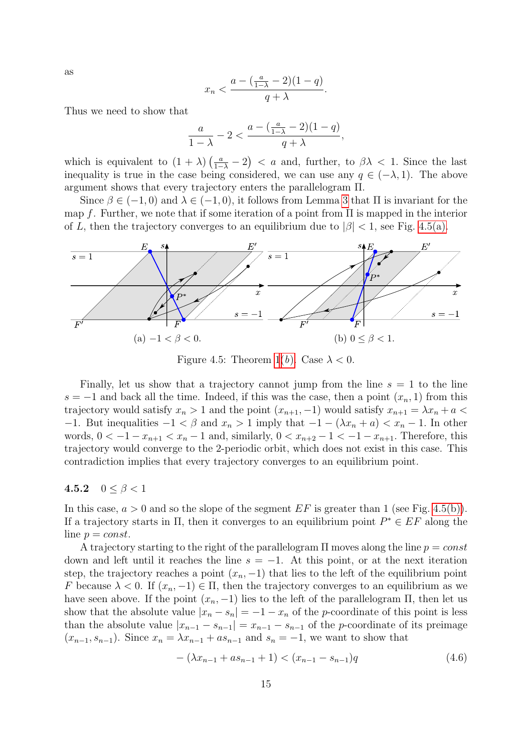as

$$x_n < \frac{a - (\frac{a}{1-\lambda} - 2)(1-q)}{q+\lambda}.$$

Thus we need to show that

$$\frac{a}{1-\lambda} - 2 < \frac{a - (\frac{a}{1-\lambda} - 2)(1-q)}{q+\lambda},$$

which is equivalent to $(1+\lambda)\left(\frac{a}{1-\lambda} - 2\right) < a$ and, further, to $\beta\lambda < 1$. Since the last inequality is true in the case being considered, we can use any $q \in (-\lambda, 1)$. The above argument shows that every trajectory enters the parallelogram $\Pi$.

Since $\beta \in (-1, 0)$ and $\lambda \in (-1, 0)$, it follows from Lemma 3 that $\Pi$ is invariant for the map $f$. Further, we note that if some iteration of a point from $\Pi$ is mapped in the interior of $L$, then the trajectory converges to an equilibrium due to $|\beta| < 1$, see Fig. 4.5(a).

(a) $-1 < \beta < 0$. (b) $0 \le \beta < 1$.

Figure 4.5: Theorem 1(*b*). Case $\lambda < 0$.

Finally, let us show that a trajectory cannot jump from the line $s = 1$ to the line $s = -1$ and back all the time. Indeed, if this was the case, then a point $(x_n, 1)$ from this trajectory would satisfy $x_n > 1$ and the point $(x_{n+1}, -1)$ would satisfy $x_{n+1} = \lambda x_n + a < -1$. But inequalities $-1 < \beta$ and $x_n > 1$ imply that $-1 - (\lambda x_n + a) < x_n - 1$. In other words, $0 < -1 - x_{n+1} < x_n - 1$ and, similarly, $0 < x_{n+2} - 1 < -1 - x_{n+1}$. Therefore, this trajectory would converge to the 2-periodic orbit, which does not exist in this case. This contradiction implies that every trajectory converges to an equilibrium point.

### 4.5.2 $\quad 0 \le \beta < 1$

In this case, $a > 0$ and so the slope of the segment $EF$ is greater than 1 (see Fig. 4.5(b)). If a trajectory starts in $\Pi$, then it converges to an equilibrium point $P^* \in EF$ along the line $p = const$.

A trajectory starting to the right of the parallelogram $\Pi$ moves along the line $p = const$ down and left until it reaches the line $s = -1$. At this point, or at the next iteration step, the trajectory reaches a point $(x_n, -1)$ that lies to the left of the equilibrium point $F$ because $\lambda < 0$. If $(x_n, -1) \in \Pi$, then the trajectory converges to an equilibrium as we have seen above. If the point $(x_n, -1)$ lies to the left of the parallelogram $\Pi$, then let us show that the absolute value $|x_n - s_n| = -1 - x_n$ of the $p$-coordinate of this point is less than the absolute value $|x_{n-1} - s_{n-1}| = x_{n-1} - s_{n-1}$ of the $p$-coordinate of its preimage $(x_{n-1}, s_{n-1})$. Since $x_n = \lambda x_{n-1} + a s_{n-1}$ and $s_n = -1$, we want to show that

$$-(\lambda x_{n-1} + a s_{n-1} + 1) < (x_{n-1} - s_{n-1})q \tag{4.6}$$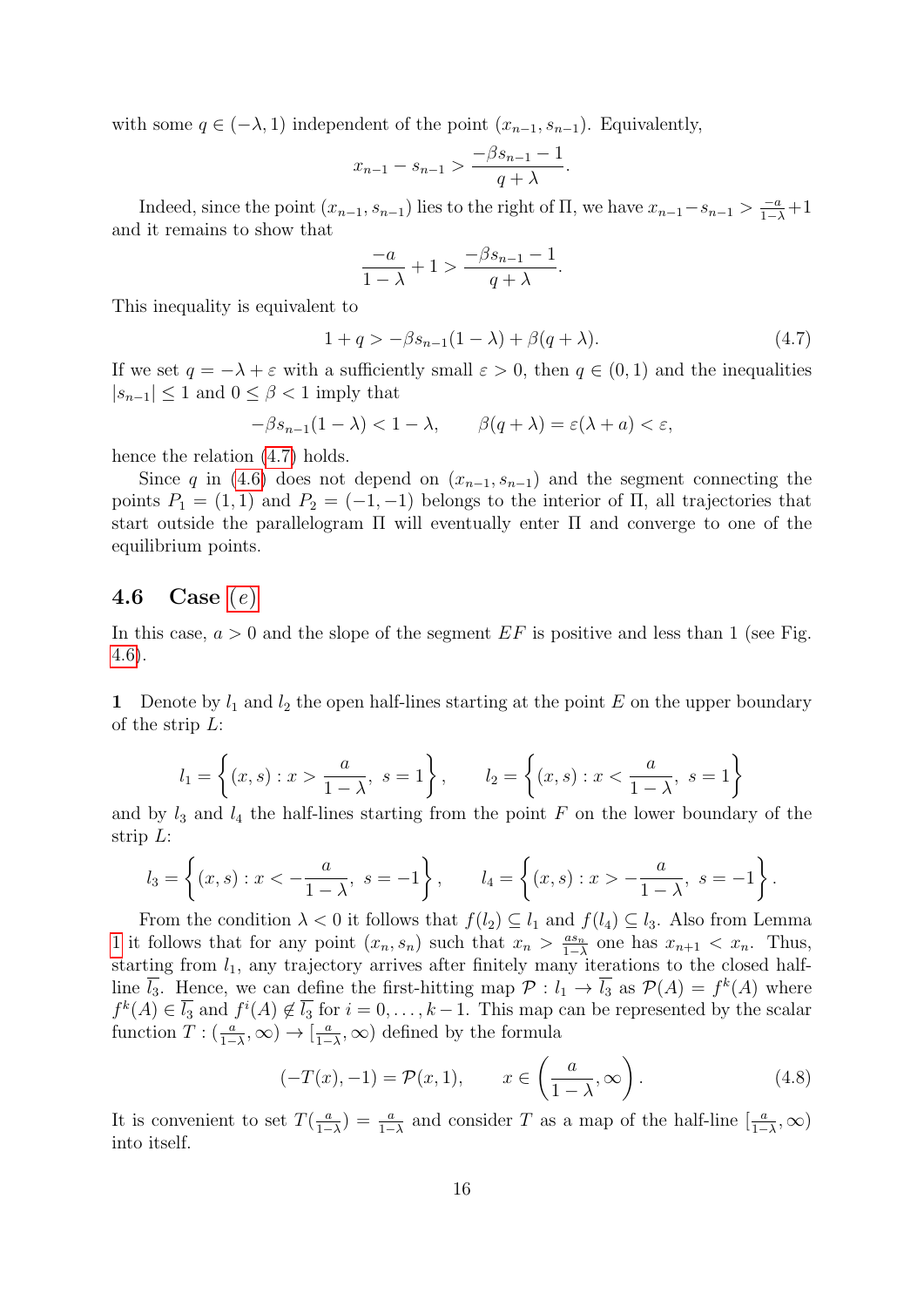with some $q \in (-\lambda, 1)$ independent of the point $(x_{n-1}, s_{n-1})$. Equivalently,

$$x_{n-1} - s_{n-1} > \frac{-\beta s_{n-1} - 1}{q + \lambda}.$$

Indeed, since the point $(x_{n-1}, s_{n-1})$ lies to the right of $\Pi$, we have $x_{n-1} - s_{n-1} > \frac{-a}{1-\lambda} + 1$ and it remains to show that

$$\frac{-a}{1-\lambda} + 1 > \frac{-\beta s_{n-1} - 1}{q + \lambda}.$$

This inequality is equivalent to

$$1 + q > -\beta s_{n-1}(1 - \lambda) + \beta(q + \lambda). \tag{4.7}$$

If we set $q = -\lambda + \varepsilon$ with a sufficiently small $\varepsilon > 0$, then $q \in (0, 1)$ and the inequalities $|s_{n-1}| \le 1$ and $0 \le \beta < 1$ imply that

$$-\beta s_{n-1}(1 - \lambda) < 1 - \lambda, \qquad \beta(q + \lambda) = \varepsilon(\lambda + a) < \varepsilon,$$

hence the relation (4.7) holds.

Since $q$ in (4.6) does not depend on $(x_{n-1}, s_{n-1})$ and the segment connecting the points $P_1 = (1, 1)$ and $P_2 = (-1, -1)$ belongs to the interior of $\Pi$, all trajectories that start outside the parallelogram $\Pi$ will eventually enter $\Pi$ and converge to one of the equilibrium points.

## 4.6 Case $(e)$

In this case, $a > 0$ and the slope of the segment $EF$ is positive and less than 1 (see Fig. 4.6).

**1** Denote by $l_1$ and $l_2$ the open half-lines starting at the point $E$ on the upper boundary of the strip $L$:

$$l_1 = \left\{ (x, s) : x > \frac{a}{1-\lambda},\ s = 1 \right\}, \qquad l_2 = \left\{ (x, s) : x < \frac{a}{1-\lambda},\ s = 1 \right\}$$

and by $l_3$ and $l_4$ the half-lines starting from the point $F$ on the lower boundary of the strip $L$:

$$l_3 = \left\{ (x, s) : x < -\frac{a}{1-\lambda},\ s = -1 \right\}, \qquad l_4 = \left\{ (x, s) : x > -\frac{a}{1-\lambda},\ s = -1 \right\}.$$

From the condition $\lambda < 0$ it follows that $f(l_2) \subseteq l_1$ and $f(l_4) \subseteq l_3$. Also from Lemma 1 it follows that for any point $(x_n, s_n)$ such that $x_n > \frac{a s_n}{1-\lambda}$ one has $x_{n+1} < x_n$. Thus, starting from $l_1$, any trajectory arrives after finitely many iterations to the closed half-line $\overline{l_3}$. Hence, we can define the first-hitting map $\mathcal{P} : l_1 \to \overline{l_3}$ as $\mathcal{P}(A) = f^k(A)$ where $f^k(A) \in \overline{l_3}$ and $f^i(A) \notin \overline{l_3}$ for $i = 0, \ldots, k-1$. This map can be represented by the scalar function $T : (\frac{a}{1-\lambda}, \infty) \to [\frac{a}{1-\lambda}, \infty)$ defined by the formula

$$(-T(x), -1) = \mathcal{P}(x, 1), \qquad x \in \left( \frac{a}{1-\lambda}, \infty \right). \tag{4.8}$$

It is convenient to set $T(\frac{a}{1-\lambda}) = \frac{a}{1-\lambda}$ and consider $T$ as a map of the half-line $[\frac{a}{1-\lambda}, \infty)$ into itself.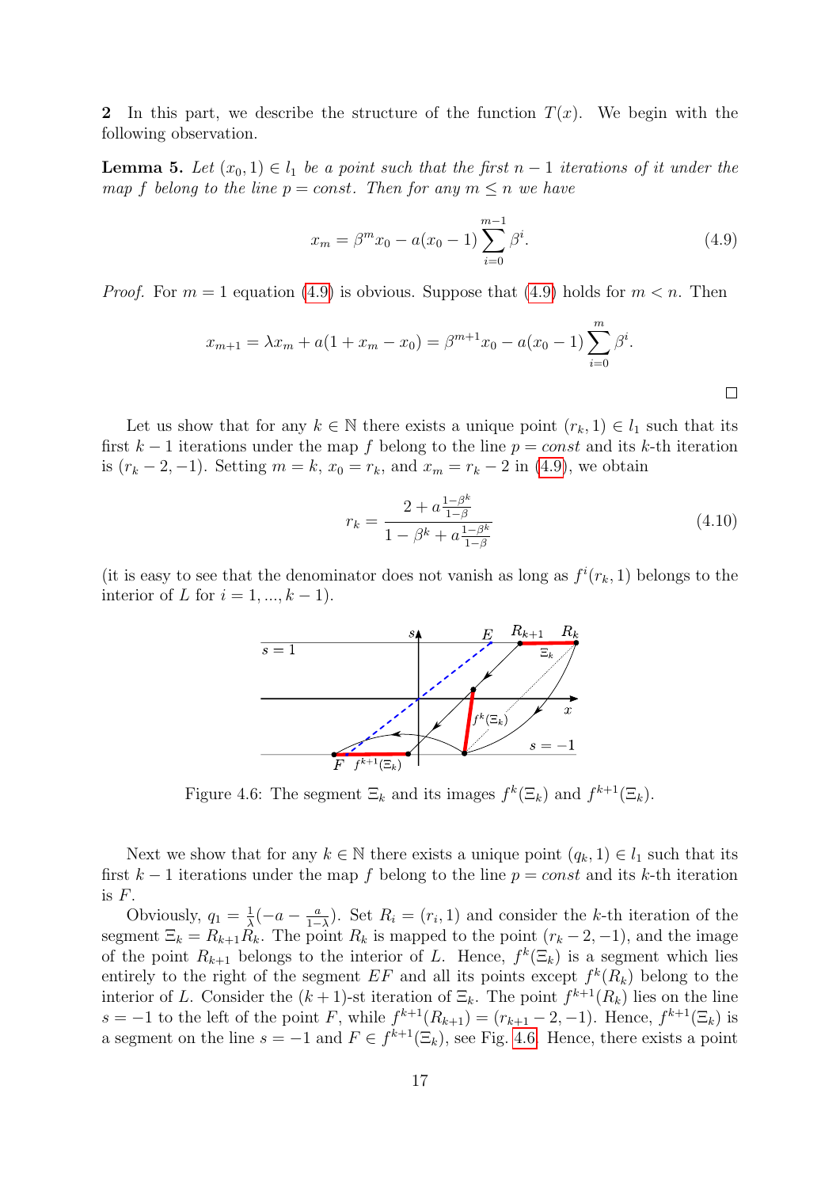**2** In this part, we describe the structure of the function $T(x)$. We begin with the following observation.

**Lemma 5.** *Let $(x_0, 1) \in l_1$ be a point such that the first $n-1$ iterations of it under the map $f$ belong to the line $p = const$. Then for any $m \le n$ we have*

$$x_m = \beta^m x_0 - a(x_0 - 1)\sum_{i=0}^{m-1}\beta^i. \tag{4.9}$$

*Proof.* For $m = 1$ equation (4.9) is obvious. Suppose that (4.9) holds for $m < n$. Then

$$x_{m+1} = \lambda x_m + a(1 + x_m - x_0) = \beta^{m+1}x_0 - a(x_0 - 1)\sum_{i=0}^{m}\beta^i.$$

□

Let us show that for any $k \in \mathbb{N}$ there exists a unique point $(r_k, 1) \in l_1$ such that its first $k-1$ iterations under the map $f$ belong to the line $p = const$ and its $k$-th iteration is $(r_k - 2, -1)$. Setting $m = k$, $x_0 = r_k$, and $x_m = r_k - 2$ in (4.9), we obtain

$$r_k = \frac{2 + a\frac{1-\beta^k}{1-\beta}}{1 - \beta^k + a\frac{1-\beta^k}{1-\beta}} \tag{4.10}$$

(it is easy to see that the denominator does not vanish as long as $f^i(r_k, 1)$ belongs to the interior of $L$ for $i = 1, ..., k-1$).

Figure 4.6: The segment $\Xi_k$ and its images $f^k(\Xi_k)$ and $f^{k+1}(\Xi_k)$.

Next we show that for any $k \in \mathbb{N}$ there exists a unique point $(q_k, 1) \in l_1$ such that its first $k-1$ iterations under the map $f$ belong to the line $p = const$ and its $k$-th iteration is $F$.

Obviously, $q_1 = \frac{1}{\lambda}(-a - \frac{a}{1-\lambda})$. Set $R_i = (r_i, 1)$ and consider the $k$-th iteration of the segment $\Xi_k = R_{k+1}R_k$. The point $R_k$ is mapped to the point $(r_k - 2, -1)$, and the image of the point $R_{k+1}$ belongs to the interior of $L$. Hence, $f^k(\Xi_k)$ is a segment which lies entirely to the right of the segment $EF$ and all its points except $f^k(R_k)$ belong to the interior of $L$. Consider the $(k+1)$-st iteration of $\Xi_k$. The point $f^{k+1}(R_k)$ lies on the line $s = -1$ to the left of the point $F$, while $f^{k+1}(R_{k+1}) = (r_{k+1} - 2, -1)$. Hence, $f^{k+1}(\Xi_k)$ is a segment on the line $s = -1$ and $F \in f^{k+1}(\Xi_k)$, see Fig. 4.6. Hence, there exists a point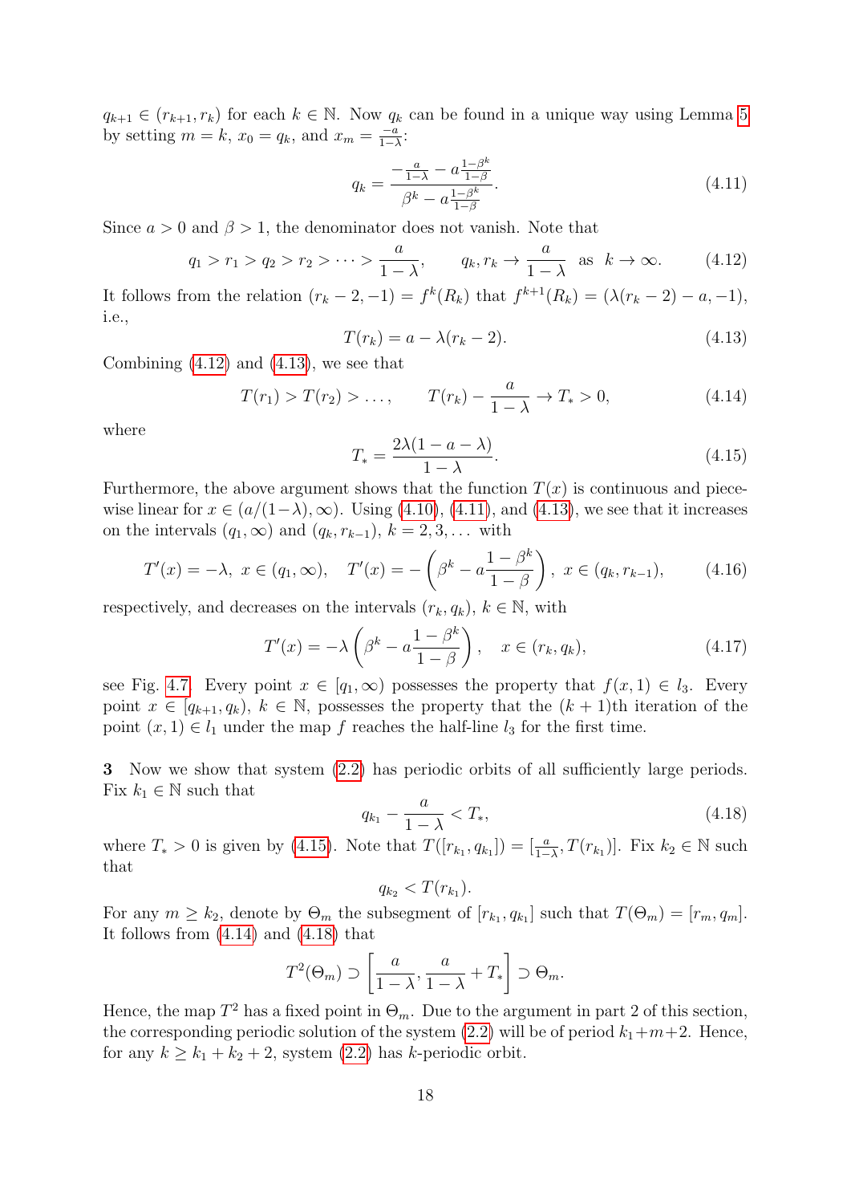$q_{k+1} \in (r_{k+1}, r_k)$ for each $k \in \mathbb{N}$. Now $q_k$ can be found in a unique way using Lemma 5 by setting $m = k$, $x_0 = q_k$, and $x_m = \frac{-a}{1-\lambda}$:

$$q_k = \frac{-\frac{a}{1-\lambda} - a\frac{1-\beta^k}{1-\beta}}{\beta^k - a\frac{1-\beta^k}{1-\beta}}. \tag{4.11}$$

Since $a > 0$ and $\beta > 1$, the denominator does not vanish. Note that

$$q_1 > r_1 > q_2 > r_2 > \cdots > \frac{a}{1-\lambda}, \qquad q_k, r_k \to \frac{a}{1-\lambda} \text{ as } k \to \infty. \tag{4.12}$$

It follows from the relation $(r_k - 2, -1) = f^k(R_k)$ that $f^{k+1}(R_k) = (\lambda(r_k - 2) - a, -1)$, i.e.,

$$T(r_k) = a - \lambda(r_k - 2). \tag{4.13}$$

Combining (4.12) and (4.13), we see that

$$T(r_1) > T(r_2) > \dots, \qquad T(r_k) - \frac{a}{1-\lambda} \to T_* > 0, \tag{4.14}$$

where

$$T_* = \frac{2\lambda(1 - a - \lambda)}{1-\lambda}. \tag{4.15}$$

Furthermore, the above argument shows that the function $T(x)$ is continuous and piecewise linear for $x \in (a/(1-\lambda), \infty)$. Using (4.10), (4.11), and (4.13), we see that it increases on the intervals $(q_1, \infty)$ and $(q_k, r_{k-1})$, $k = 2, 3, \dots$ with

$$T'(x) = -\lambda,\ x \in (q_1, \infty), \quad T'(x) = -\left(\beta^k - a\frac{1-\beta^k}{1-\beta}\right),\ x \in (q_k, r_{k-1}), \tag{4.16}$$

respectively, and decreases on the intervals $(r_k, q_k)$, $k \in \mathbb{N}$, with

$$T'(x) = -\lambda\left(\beta^k - a\frac{1-\beta^k}{1-\beta}\right), \quad x \in (r_k, q_k), \tag{4.17}$$

see Fig. 4.7. Every point $x \in [q_1, \infty)$ possesses the property that $f(x, 1) \in l_3$. Every point $x \in [q_{k+1}, q_k)$, $k \in \mathbb{N}$, possesses the property that the $(k+1)$th iteration of the point $(x, 1) \in l_1$ under the map $f$ reaches the half-line $l_3$ for the first time.

**3** Now we show that system (2.2) has periodic orbits of all sufficiently large periods. Fix $k_1 \in \mathbb{N}$ such that

$$q_{k_1} - \frac{a}{1-\lambda} < T_*, \tag{4.18}$$

where $T_* > 0$ is given by (4.15). Note that $T([r_{k_1}, q_{k_1}]) = [\frac{a}{1-\lambda}, T(r_{k_1})]$. Fix $k_2 \in \mathbb{N}$ such that

$$q_{k_2} < T(r_{k_1}).$$

For any $m \geq k_2$, denote by $\Theta_m$ the subsegment of $[r_{k_1}, q_{k_1}]$ such that $T(\Theta_m) = [r_m, q_m]$. It follows from (4.14) and (4.18) that

$$T^2(\Theta_m) \supset \left[\frac{a}{1-\lambda}, \frac{a}{1-\lambda} + T_*\right] \supset \Theta_m.$$

Hence, the map $T^2$ has a fixed point in $\Theta_m$. Due to the argument in part 2 of this section, the corresponding periodic solution of the system (2.2) will be of period $k_1 + m + 2$. Hence, for any $k \geq k_1 + k_2 + 2$, system (2.2) has $k$-periodic orbit.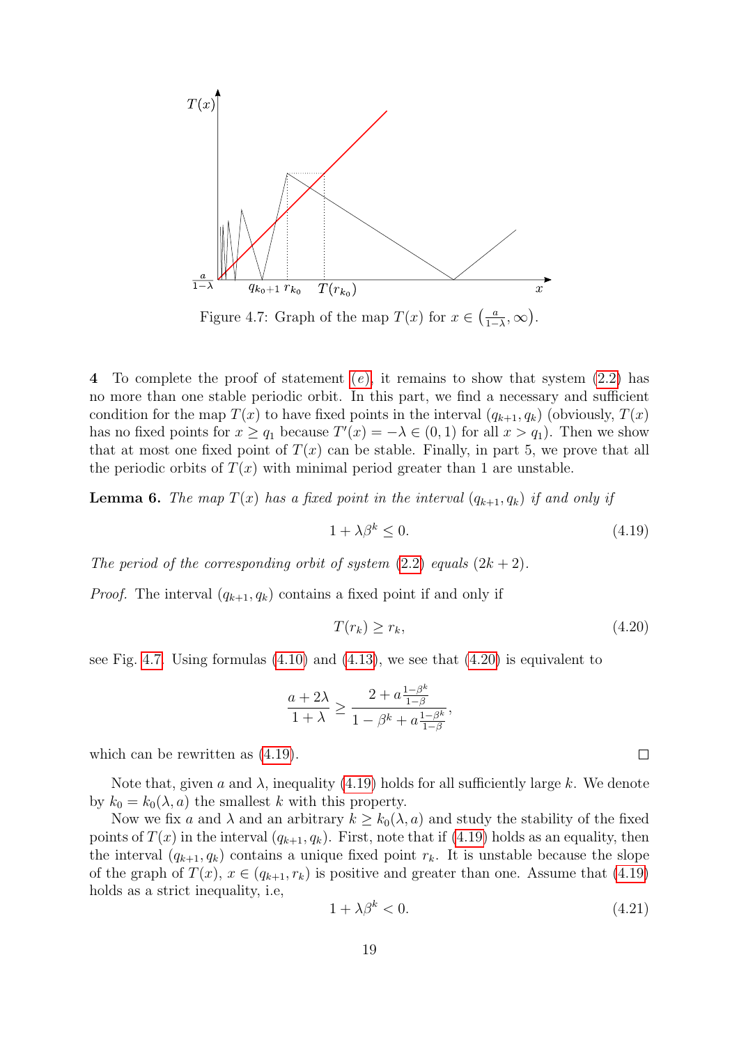Figure 4.7: Graph of the map $T(x)$ for $x \in \left(\frac{a}{1-\lambda}, \infty\right)$.

**4** To complete the proof of statement (e), it remains to show that system (2.2) has no more than one stable periodic orbit. In this part, we find a necessary and sufficient condition for the map $T(x)$ to have fixed points in the interval $(q_{k+1}, q_k)$ (obviously, $T(x)$ has no fixed points for $x \geq q_1$ because $T'(x) = -\lambda \in (0,1)$ for all $x > q_1$). Then we show that at most one fixed point of $T(x)$ can be stable. Finally, in part 5, we prove that all the periodic orbits of $T(x)$ with minimal period greater than 1 are unstable.

**Lemma 6.** *The map $T(x)$ has a fixed point in the interval $(q_{k+1}, q_k)$ if and only if*

$$1 + \lambda\beta^k \leq 0. \tag{4.19}$$

*The period of the corresponding orbit of system (2.2) equals $(2k+2)$.*

*Proof.* The interval $(q_{k+1}, q_k)$ contains a fixed point if and only if

$$T(r_k) \geq r_k, \tag{4.20}$$

see Fig. 4.7. Using formulas (4.10) and (4.13), we see that (4.20) is equivalent to

$$\frac{a + 2\lambda}{1 + \lambda} \geq \frac{2 + a\frac{1-\beta^k}{1-\beta}}{1 - \beta^k + a\frac{1-\beta^k}{1-\beta}},$$

which can be rewritten as (4.19). □

Note that, given $a$ and $\lambda$, inequality (4.19) holds for all sufficiently large $k$. We denote by $k_0 = k_0(\lambda, a)$ the smallest $k$ with this property.

Now we fix $a$ and $\lambda$ and an arbitrary $k \geq k_0(\lambda, a)$ and study the stability of the fixed points of $T(x)$ in the interval $(q_{k+1}, q_k)$. First, note that if (4.19) holds as an equality, then the interval $(q_{k+1}, q_k)$ contains a unique fixed point $r_k$. It is unstable because the slope of the graph of $T(x)$, $x \in (q_{k+1}, r_k)$ is positive and greater than one. Assume that (4.19) holds as a strict inequality, i.e,

$$1 + \lambda\beta^k < 0. \tag{4.21}$$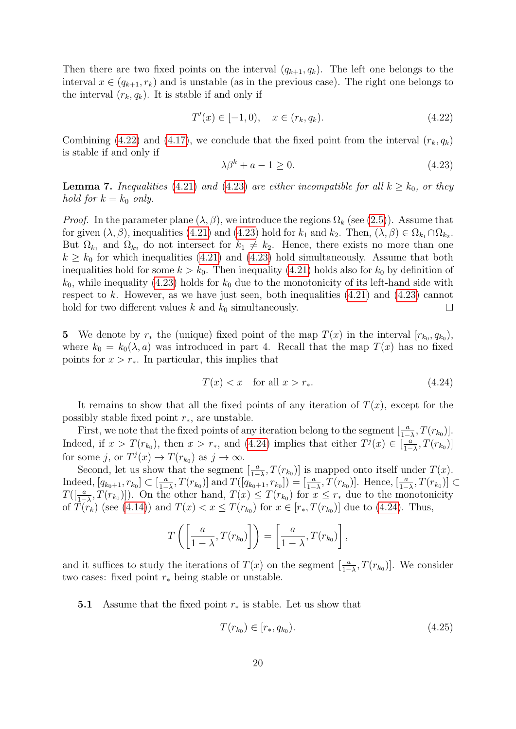Then there are two fixed points on the interval $(q_{k+1}, q_k)$. The left one belongs to the interval $x \in (q_{k+1}, r_k)$ and is unstable (as in the previous case). The right one belongs to the interval $(r_k, q_k)$. It is stable if and only if

$$T'(x) \in [-1, 0), \quad x \in (r_k, q_k). \tag{4.22}$$

Combining (4.22) and (4.17), we conclude that the fixed point from the interval $(r_k, q_k)$ is stable if and only if

$$\lambda \beta^k + a - 1 \geq 0. \tag{4.23}$$

**Lemma 7.** *Inequalities* (4.21) *and* (4.23) *are either incompatible for all* $k \geq k_0$*, or they hold for* $k = k_0$ *only.*

*Proof.* In the parameter plane $(\lambda, \beta)$, we introduce the regions $\Omega_k$ (see (2.5)). Assume that for given $(\lambda, \beta)$, inequalities (4.21) and (4.23) hold for $k_1$ and $k_2$. Then, $(\lambda, \beta) \in \Omega_{k_1} \cap \Omega_{k_2}$. But $\Omega_{k_1}$ and $\Omega_{k_2}$ do not intersect for $k_1 \neq k_2$. Hence, there exists no more than one $k \geq k_0$ for which inequalities (4.21) and (4.23) hold simultaneously. Assume that both inequalities hold for some $k > k_0$. Then inequality (4.21) holds also for $k_0$ by definition of $k_0$, while inequality (4.23) holds for $k_0$ due to the monotonicity of its left-hand side with respect to $k$. However, as we have just seen, both inequalities (4.21) and (4.23) cannot hold for two different values $k$ and $k_0$ simultaneously. ∎

**5** We denote by $r_*$ the (unique) fixed point of the map $T(x)$ in the interval $[r_{k_0}, q_{k_0})$, where $k_0 = k_0(\lambda, a)$ was introduced in part 4. Recall that the map $T(x)$ has no fixed points for $x > r_*$. In particular, this implies that

$$T(x) < x \quad \text{for all } x > r_*. \tag{4.24}$$

It remains to show that all the fixed points of any iteration of $T(x)$, except for the possibly stable fixed point $r_*$, are unstable.

First, we note that the fixed points of any iteration belong to the segment $[\frac{a}{1-\lambda}, T(r_{k_0})]$. Indeed, if $x > T(r_{k_0})$, then $x > r_*$, and (4.24) implies that either $T^j(x) \in [\frac{a}{1-\lambda}, T(r_{k_0})]$ for some $j$, or $T^j(x) \to T(r_{k_0})$ as $j \to \infty$.

Second, let us show that the segment $[\frac{a}{1-\lambda}, T(r_{k_0})]$ is mapped onto itself under $T(x)$. Indeed, $[q_{k_0+1}, r_{k_0}] \subset [\frac{a}{1-\lambda}, T(r_{k_0})]$ and $T([q_{k_0+1}, r_{k_0}]) = [\frac{a}{1-\lambda}, T(r_{k_0})]$. Hence, $[\frac{a}{1-\lambda}, T(r_{k_0})] \subset T([\frac{a}{1-\lambda}, T(r_{k_0})])$. On the other hand, $T(x) \leq T(r_{k_0})$ for $x \leq r_*$ due to the monotonicity of $T(r_k)$ (see (4.14)) and $T(x) < x \leq T(r_{k_0})$ for $x \in [r_*, T(r_{k_0})]$ due to (4.24). Thus,

$$T\left(\left[\frac{a}{1-\lambda}, T(r_{k_0})\right]\right) = \left[\frac{a}{1-\lambda}, T(r_{k_0})\right],$$

and it suffices to study the iterations of $T(x)$ on the segment $[\frac{a}{1-\lambda}, T(r_{k_0})]$. We consider two cases: fixed point $r_*$ being stable or unstable.

**5.1** Assume that the fixed point $r_*$ is stable. Let us show that

$$T(r_{k_0}) \in [r_*, q_{k_0}). \tag{4.25}$$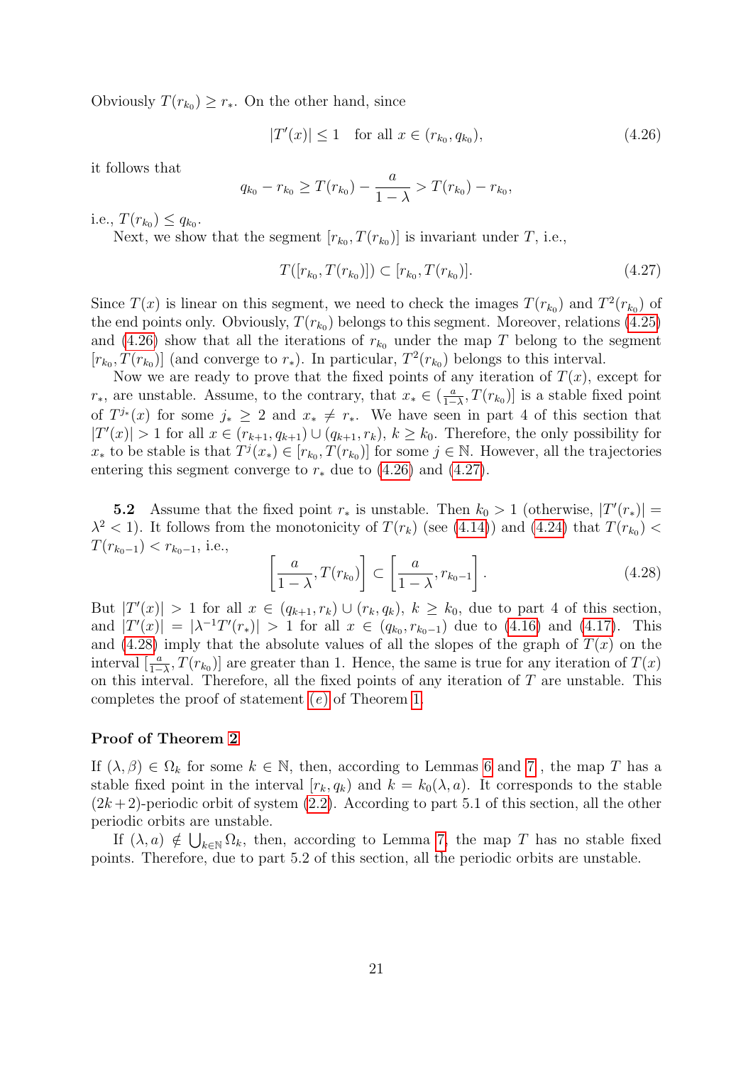Obviously $T(r_{k_0}) \geq r_*$. On the other hand, since

$$|T'(x)| \leq 1 \quad \text{for all } x \in (r_{k_0}, q_{k_0}), \tag{4.26}$$

it follows that

$$q_{k_0} - r_{k_0} \geq T(r_{k_0}) - \frac{a}{1-\lambda} > T(r_{k_0}) - r_{k_0},$$

i.e., $T(r_{k_0}) \leq q_{k_0}$.

Next, we show that the segment $[r_{k_0}, T(r_{k_0})]$ is invariant under $T$, i.e.,

$$T([r_{k_0}, T(r_{k_0})]) \subset [r_{k_0}, T(r_{k_0})]. \tag{4.27}$$

Since $T(x)$ is linear on this segment, we need to check the images $T(r_{k_0})$ and $T^2(r_{k_0})$ of the end points only. Obviously, $T(r_{k_0})$ belongs to this segment. Moreover, relations (4.25) and (4.26) show that all the iterations of $r_{k_0}$ under the map $T$ belong to the segment $[r_{k_0}, T(r_{k_0})]$ (and converge to $r_*$). In particular, $T^2(r_{k_0})$ belongs to this interval.

Now we are ready to prove that the fixed points of any iteration of $T(x)$, except for $r_*$, are unstable. Assume, to the contrary, that $x_* \in (\frac{a}{1-\lambda}, T(r_{k_0})]$ is a stable fixed point of $T^{j_*}(x)$ for some $j_* \geq 2$ and $x_* \neq r_*$. We have seen in part 4 of this section that $|T'(x)| > 1$ for all $x \in (r_{k+1}, q_{k+1}) \cup (q_{k+1}, r_k)$, $k \geq k_0$. Therefore, the only possibility for $x_*$ to be stable is that $T^j(x_*) \in [r_{k_0}, T(r_{k_0})]$ for some $j \in \mathbb{N}$. However, all the trajectories entering this segment converge to $r_*$ due to (4.26) and (4.27).

**5.2** Assume that the fixed point $r_*$ is unstable. Then $k_0 > 1$ (otherwise, $|T'(r_*)| = \lambda^2 < 1$). It follows from the monotonicity of $T(r_k)$ (see (4.14)) and (4.24) that $T(r_{k_0}) < T(r_{k_0-1}) < r_{k_0-1}$, i.e.,

$$\left[\frac{a}{1-\lambda}, T(r_{k_0})\right] \subset \left[\frac{a}{1-\lambda}, r_{k_0-1}\right]. \tag{4.28}$$

But $|T'(x)| > 1$ for all $x \in (q_{k+1}, r_k) \cup (r_k, q_k)$, $k \geq k_0$, due to part 4 of this section, and $|T'(x)| = |\lambda^{-1}T'(r_*)| > 1$ for all $x \in (q_{k_0}, r_{k_0-1})$ due to (4.16) and (4.17). This and (4.28) imply that the absolute values of all the slopes of the graph of $T(x)$ on the interval $[\frac{a}{1-\lambda}, T(r_{k_0})]$ are greater than 1. Hence, the same is true for any iteration of $T(x)$ on this interval. Therefore, all the fixed points of any iteration of $T$ are unstable. This completes the proof of statement $(e)$ of Theorem 1.

### Proof of Theorem 2

If $(\lambda, \beta) \in \Omega_k$ for some $k \in \mathbb{N}$, then, according to Lemmas 6 and 7 , the map $T$ has a stable fixed point in the interval $[r_k, q_k)$ and $k = k_0(\lambda, a)$. It corresponds to the stable $(2k+2)$-periodic orbit of system (2.2). According to part 5.1 of this section, all the other periodic orbits are unstable.

If $(\lambda, a) \notin \bigcup_{k \in \mathbb{N}} \Omega_k$, then, according to Lemma 7, the map $T$ has no stable fixed points. Therefore, due to part 5.2 of this section, all the periodic orbits are unstable.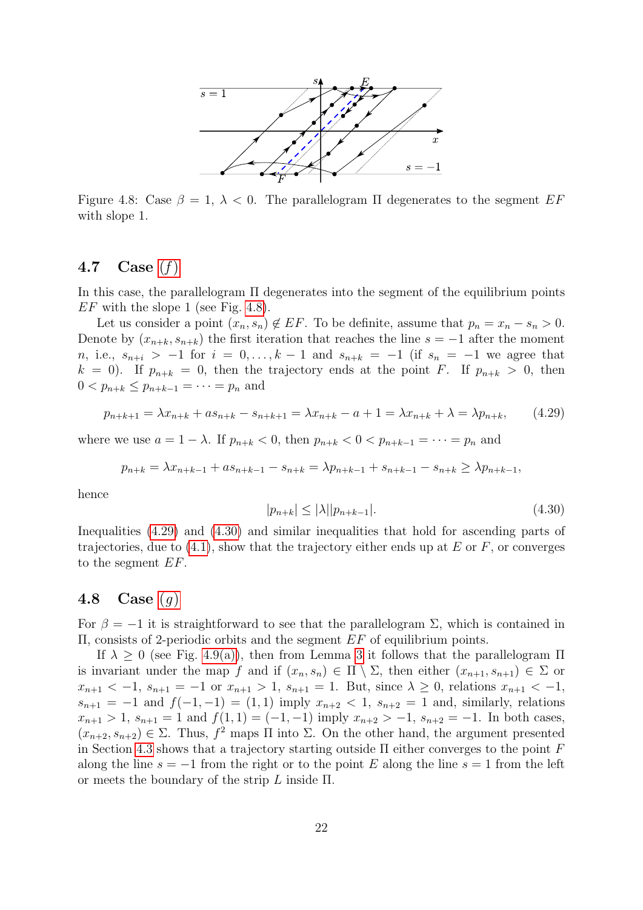Figure 4.8: Case $\beta = 1$, $\lambda < 0$. The parallelogram $\Pi$ degenerates to the segment $EF$ with slope 1.

### 4.7 Case (f)

In this case, the parallelogram $\Pi$ degenerates into the segment of the equilibrium points $EF$ with the slope 1 (see Fig. 4.8).

Let us consider a point $(x_n, s_n) \notin EF$. To be definite, assume that $p_n = x_n - s_n > 0$. Denote by $(x_{n+k}, s_{n+k})$ the first iteration that reaches the line $s = -1$ after the moment $n$, i.e., $s_{n+i} > -1$ for $i = 0, \ldots, k-1$ and $s_{n+k} = -1$ (if $s_n = -1$ we agree that $k = 0$). If $p_{n+k} = 0$, then the trajectory ends at the point $F$. If $p_{n+k} > 0$, then $0 < p_{n+k} \leq p_{n+k-1} = \cdots = p_n$ and

$$p_{n+k+1} = \lambda x_{n+k} + a s_{n+k} - s_{n+k+1} = \lambda x_{n+k} - a + 1 = \lambda x_{n+k} + \lambda = \lambda p_{n+k}, \tag{4.29}$$

where we use $a = 1 - \lambda$. If $p_{n+k} < 0$, then $p_{n+k} < 0 < p_{n+k-1} = \cdots = p_n$ and

$$p_{n+k} = \lambda x_{n+k-1} + a s_{n+k-1} - s_{n+k} = \lambda p_{n+k-1} + s_{n+k-1} - s_{n+k} \geq \lambda p_{n+k-1},$$

hence

$$|p_{n+k}| \leq |\lambda| |p_{n+k-1}|. \tag{4.30}$$

Inequalities (4.29) and (4.30) and similar inequalities that hold for ascending parts of trajectories, due to (4.1), show that the trajectory either ends up at $E$ or $F$, or converges to the segment $EF$.

### 4.8 Case (g)

For $\beta = -1$ it is straightforward to see that the parallelogram $\Sigma$, which is contained in $\Pi$, consists of 2-periodic orbits and the segment $EF$ of equilibrium points.

If $\lambda \geq 0$ (see Fig. 4.9(a)), then from Lemma 3 it follows that the parallelogram $\Pi$ is invariant under the map $f$ and if $(x_n, s_n) \in \Pi \setminus \Sigma$, then either $(x_{n+1}, s_{n+1}) \in \Sigma$ or $x_{n+1} < -1$, $s_{n+1} = -1$ or $x_{n+1} > 1$, $s_{n+1} = 1$. But, since $\lambda \geq 0$, relations $x_{n+1} < -1$, $s_{n+1} = -1$ and $f(-1, -1) = (1, 1)$ imply $x_{n+2} < 1$, $s_{n+2} = 1$ and, similarly, relations $x_{n+1} > 1$, $s_{n+1} = 1$ and $f(1, 1) = (-1, -1)$ imply $x_{n+2} > -1$, $s_{n+2} = -1$. In both cases, $(x_{n+2}, s_{n+2}) \in \Sigma$. Thus, $f^2$ maps $\Pi$ into $\Sigma$. On the other hand, the argument presented in Section 4.3 shows that a trajectory starting outside $\Pi$ either converges to the point $F$ along the line $s = -1$ from the right or to the point $E$ along the line $s = 1$ from the left or meets the boundary of the strip $L$ inside $\Pi$.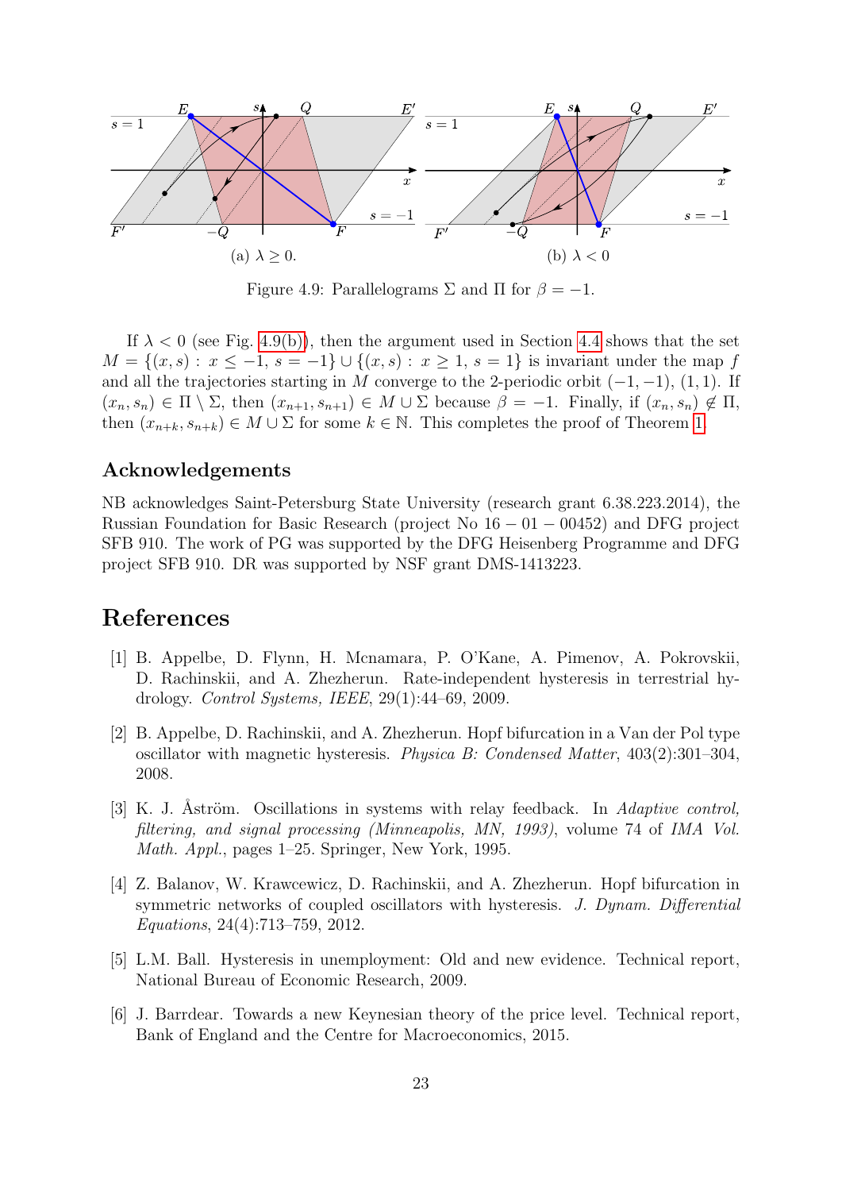(a) $\lambda \geq 0$.

(b) $\lambda < 0$

Figure 4.9: Parallelograms $\Sigma$ and $\Pi$ for $\beta = -1$.

If $\lambda < 0$ (see Fig. 4.9(b)), then the argument used in Section 4.4 shows that the set $M = \{(x,s) : x \leq -1,\ s = -1\} \cup \{(x,s) : x \geq 1,\ s = 1\}$ is invariant under the map $f$ and all the trajectories starting in $M$ converge to the 2-periodic orbit $(-1,-1)$, $(1,1)$. If $(x_n, s_n) \in \Pi \setminus \Sigma$, then $(x_{n+1}, s_{n+1}) \in M \cup \Sigma$ because $\beta = -1$. Finally, if $(x_n, s_n) \notin \Pi$, then $(x_{n+k}, s_{n+k}) \in M \cup \Sigma$ for some $k \in \mathbb{N}$. This completes the proof of Theorem 1.

## Acknowledgements

NB acknowledges Saint-Petersburg State University (research grant 6.38.223.2014), the Russian Foundation for Basic Research (project No $16-01-00452$) and DFG project SFB 910. The work of PG was supported by the DFG Heisenberg Programme and DFG project SFB 910. DR was supported by NSF grant DMS-1413223.

# References

[1] B. Appelbe, D. Flynn, H. Mcnamara, P. O'Kane, A. Pimenov, A. Pokrovskii, D. Rachinskii, and A. Zhezherun. Rate-independent hysteresis in terrestrial hydrology. *Control Systems, IEEE*, 29(1):44–69, 2009.

[2] B. Appelbe, D. Rachinskii, and A. Zhezherun. Hopf bifurcation in a Van der Pol type oscillator with magnetic hysteresis. *Physica B: Condensed Matter*, 403(2):301–304, 2008.

[3] K. J. Åström. Oscillations in systems with relay feedback. In *Adaptive control, filtering, and signal processing (Minneapolis, MN, 1993)*, volume 74 of *IMA Vol. Math. Appl.*, pages 1–25. Springer, New York, 1995.

[4] Z. Balanov, W. Krawcewicz, D. Rachinskii, and A. Zhezherun. Hopf bifurcation in symmetric networks of coupled oscillators with hysteresis. *J. Dynam. Differential Equations*, 24(4):713–759, 2012.

[5] L.M. Ball. Hysteresis in unemployment: Old and new evidence. Technical report, National Bureau of Economic Research, 2009.

[6] J. Barrdear. Towards a new Keynesian theory of the price level. Technical report, Bank of England and the Centre for Macroeconomics, 2015.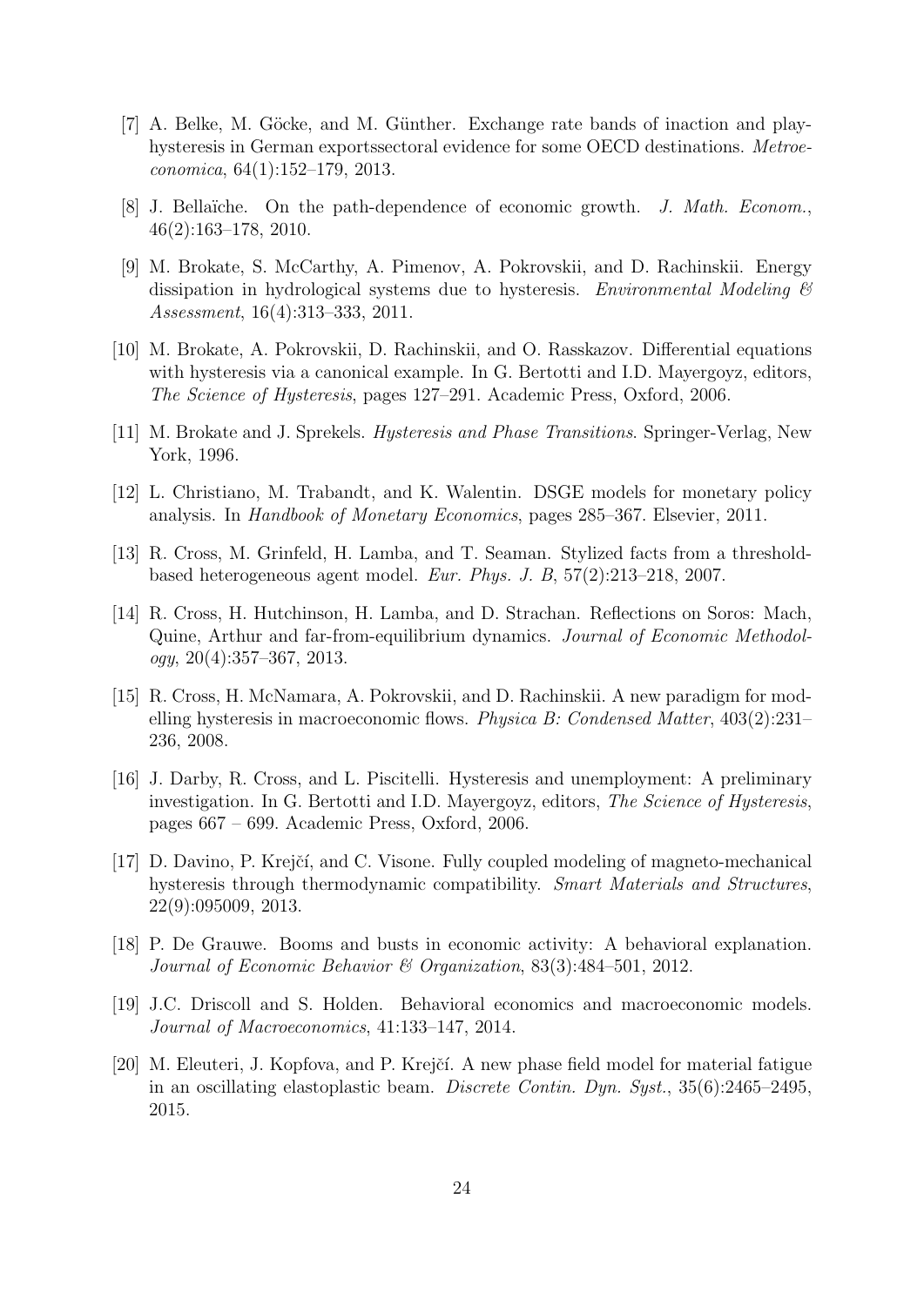[7] A. Belke, M. Göcke, and M. Günther. Exchange rate bands of inaction and play-hysteresis in German exportssectoral evidence for some OECD destinations. *Metroeconomica*, 64(1):152–179, 2013.

[8] J. Bellaïche. On the path-dependence of economic growth. *J. Math. Econom.*, 46(2):163–178, 2010.

[9] M. Brokate, S. McCarthy, A. Pimenov, A. Pokrovskii, and D. Rachinskii. Energy dissipation in hydrological systems due to hysteresis. *Environmental Modeling & Assessment*, 16(4):313–333, 2011.

[10] M. Brokate, A. Pokrovskii, D. Rachinskii, and O. Rasskazov. Differential equations with hysteresis via a canonical example. In G. Bertotti and I.D. Mayergoyz, editors, *The Science of Hysteresis*, pages 127–291. Academic Press, Oxford, 2006.

[11] M. Brokate and J. Sprekels. *Hysteresis and Phase Transitions.* Springer-Verlag, New York, 1996.

[12] L. Christiano, M. Trabandt, and K. Walentin. DSGE models for monetary policy analysis. In *Handbook of Monetary Economics*, pages 285–367. Elsevier, 2011.

[13] R. Cross, M. Grinfeld, H. Lamba, and T. Seaman. Stylized facts from a threshold-based heterogeneous agent model. *Eur. Phys. J. B*, 57(2):213–218, 2007.

[14] R. Cross, H. Hutchinson, H. Lamba, and D. Strachan. Reflections on Soros: Mach, Quine, Arthur and far-from-equilibrium dynamics. *Journal of Economic Methodology*, 20(4):357–367, 2013.

[15] R. Cross, H. McNamara, A. Pokrovskii, and D. Rachinskii. A new paradigm for modelling hysteresis in macroeconomic flows. *Physica B: Condensed Matter*, 403(2):231–236, 2008.

[16] J. Darby, R. Cross, and L. Piscitelli. Hysteresis and unemployment: A preliminary investigation. In G. Bertotti and I.D. Mayergoyz, editors, *The Science of Hysteresis*, pages 667 – 699. Academic Press, Oxford, 2006.

[17] D. Davino, P. Krejčí, and C. Visone. Fully coupled modeling of magneto-mechanical hysteresis through thermodynamic compatibility. *Smart Materials and Structures*, 22(9):095009, 2013.

[18] P. De Grauwe. Booms and busts in economic activity: A behavioral explanation. *Journal of Economic Behavior & Organization*, 83(3):484–501, 2012.

[19] J.C. Driscoll and S. Holden. Behavioral economics and macroeconomic models. *Journal of Macroeconomics*, 41:133–147, 2014.

[20] M. Eleuteri, J. Kopfova, and P. Krejčí. A new phase field model for material fatigue in an oscillating elastoplastic beam. *Discrete Contin. Dyn. Syst.*, 35(6):2465–2495, 2015.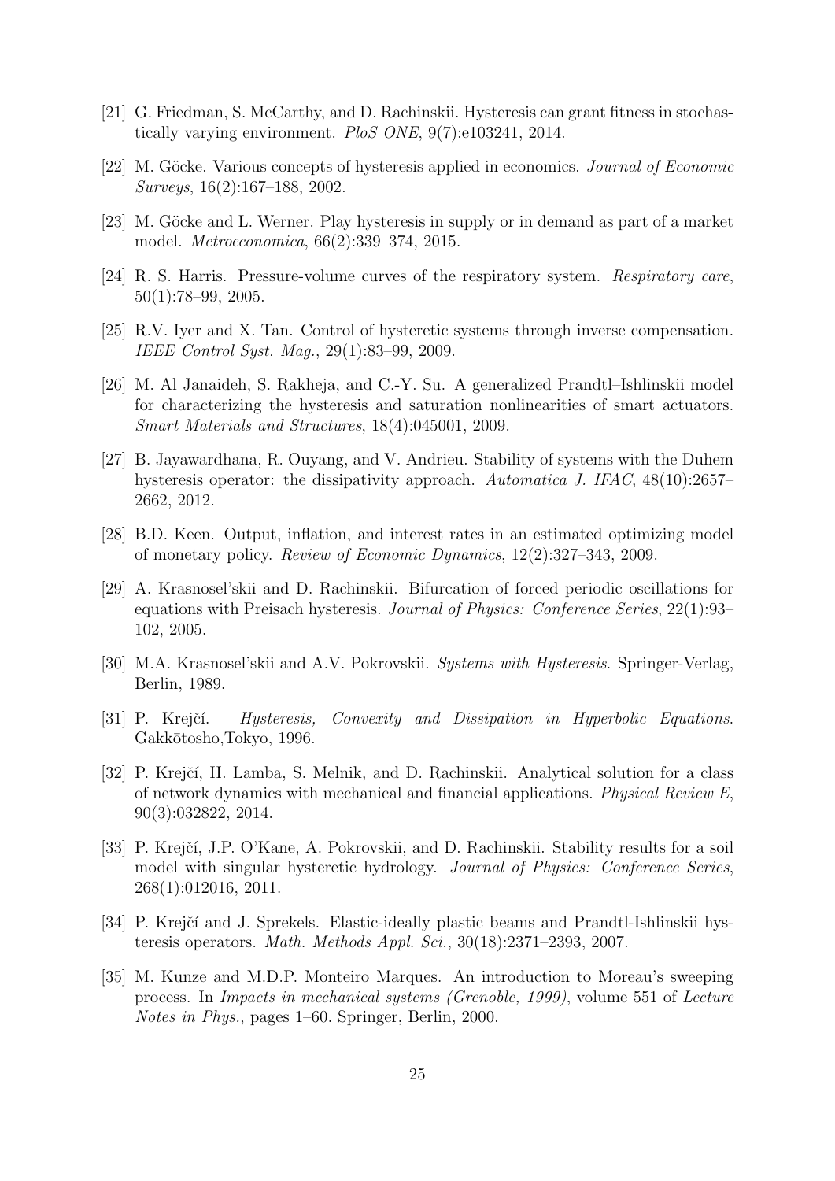[21] G. Friedman, S. McCarthy, and D. Rachinskii. Hysteresis can grant fitness in stochastically varying environment. *PloS ONE*, 9(7):e103241, 2014.

[22] M. Göcke. Various concepts of hysteresis applied in economics. *Journal of Economic Surveys*, 16(2):167–188, 2002.

[23] M. Göcke and L. Werner. Play hysteresis in supply or in demand as part of a market model. *Metroeconomica*, 66(2):339–374, 2015.

[24] R. S. Harris. Pressure-volume curves of the respiratory system. *Respiratory care*, 50(1):78–99, 2005.

[25] R.V. Iyer and X. Tan. Control of hysteretic systems through inverse compensation. *IEEE Control Syst. Mag.*, 29(1):83–99, 2009.

[26] M. Al Janaideh, S. Rakheja, and C.-Y. Su. A generalized Prandtl–Ishlinskii model for characterizing the hysteresis and saturation nonlinearities of smart actuators. *Smart Materials and Structures*, 18(4):045001, 2009.

[27] B. Jayawardhana, R. Ouyang, and V. Andrieu. Stability of systems with the Duhem hysteresis operator: the dissipativity approach. *Automatica J. IFAC*, 48(10):2657–2662, 2012.

[28] B.D. Keen. Output, inflation, and interest rates in an estimated optimizing model of monetary policy. *Review of Economic Dynamics*, 12(2):327–343, 2009.

[29] A. Krasnosel'skii and D. Rachinskii. Bifurcation of forced periodic oscillations for equations with Preisach hysteresis. *Journal of Physics: Conference Series*, 22(1):93–102, 2005.

[30] M.A. Krasnosel'skii and A.V. Pokrovskii. *Systems with Hysteresis*. Springer-Verlag, Berlin, 1989.

[31] P. Krejčí. *Hysteresis, Convexity and Dissipation in Hyperbolic Equations*. Gakkōtosho,Tokyo, 1996.

[32] P. Krejčí, H. Lamba, S. Melnik, and D. Rachinskii. Analytical solution for a class of network dynamics with mechanical and financial applications. *Physical Review E*, 90(3):032822, 2014.

[33] P. Krejčí, J.P. O'Kane, A. Pokrovskii, and D. Rachinskii. Stability results for a soil model with singular hysteretic hydrology. *Journal of Physics: Conference Series*, 268(1):012016, 2011.

[34] P. Krejčí and J. Sprekels. Elastic-ideally plastic beams and Prandtl-Ishlinskii hysteresis operators. *Math. Methods Appl. Sci.*, 30(18):2371–2393, 2007.

[35] M. Kunze and M.D.P. Monteiro Marques. An introduction to Moreau's sweeping process. In *Impacts in mechanical systems (Grenoble, 1999)*, volume 551 of *Lecture Notes in Phys.*, pages 1–60. Springer, Berlin, 2000.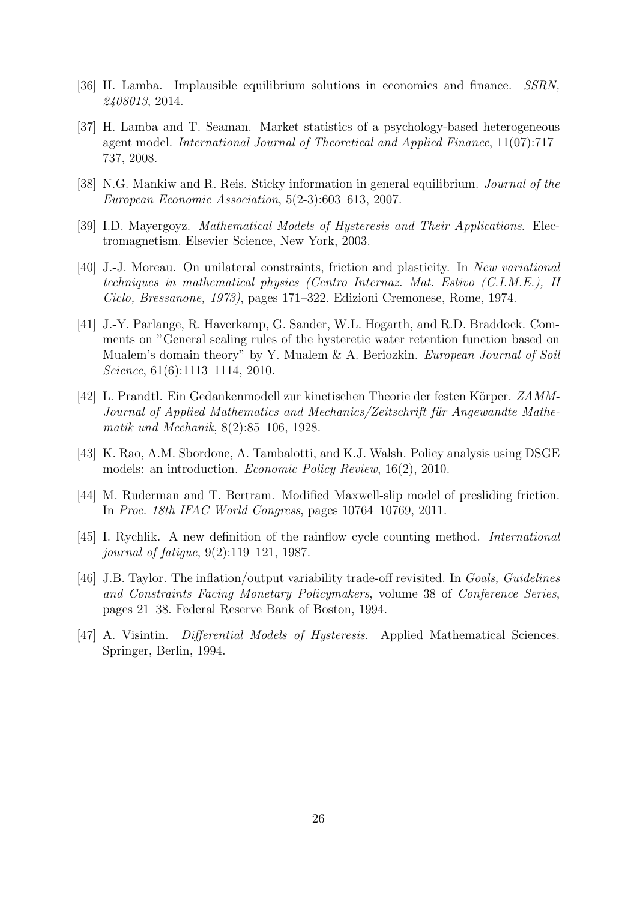[36] H. Lamba. Implausible equilibrium solutions in economics and finance. *SSRN, 2408013*, 2014.

[37] H. Lamba and T. Seaman. Market statistics of a psychology-based heterogeneous agent model. *International Journal of Theoretical and Applied Finance*, 11(07):717–737, 2008.

[38] N.G. Mankiw and R. Reis. Sticky information in general equilibrium. *Journal of the European Economic Association*, 5(2-3):603–613, 2007.

[39] I.D. Mayergoyz. *Mathematical Models of Hysteresis and Their Applications*. Electromagnetism. Elsevier Science, New York, 2003.

[40] J.-J. Moreau. On unilateral constraints, friction and plasticity. In *New variational techniques in mathematical physics (Centro Internaz. Mat. Estivo (C.I.M.E.), II Ciclo, Bressanone, 1973)*, pages 171–322. Edizioni Cremonese, Rome, 1974.

[41] J.-Y. Parlange, R. Haverkamp, G. Sander, W.L. Hogarth, and R.D. Braddock. Comments on "General scaling rules of the hysteretic water retention function based on Mualem's domain theory" by Y. Mualem & A. Beriozkin. *European Journal of Soil Science*, 61(6):1113–1114, 2010.

[42] L. Prandtl. Ein Gedankenmodell zur kinetischen Theorie der festen Körper. *ZAMM-Journal of Applied Mathematics and Mechanics/Zeitschrift für Angewandte Mathematik und Mechanik*, 8(2):85–106, 1928.

[43] K. Rao, A.M. Sbordone, A. Tambalotti, and K.J. Walsh. Policy analysis using DSGE models: an introduction. *Economic Policy Review*, 16(2), 2010.

[44] M. Ruderman and T. Bertram. Modified Maxwell-slip model of presliding friction. In *Proc. 18th IFAC World Congress*, pages 10764–10769, 2011.

[45] I. Rychlik. A new definition of the rainflow cycle counting method. *International journal of fatigue*, 9(2):119–121, 1987.

[46] J.B. Taylor. The inflation/output variability trade-off revisited. In *Goals, Guidelines and Constraints Facing Monetary Policymakers*, volume 38 of *Conference Series*, pages 21–38. Federal Reserve Bank of Boston, 1994.

[47] A. Visintin. *Differential Models of Hysteresis*. Applied Mathematical Sciences. Springer, Berlin, 1994.